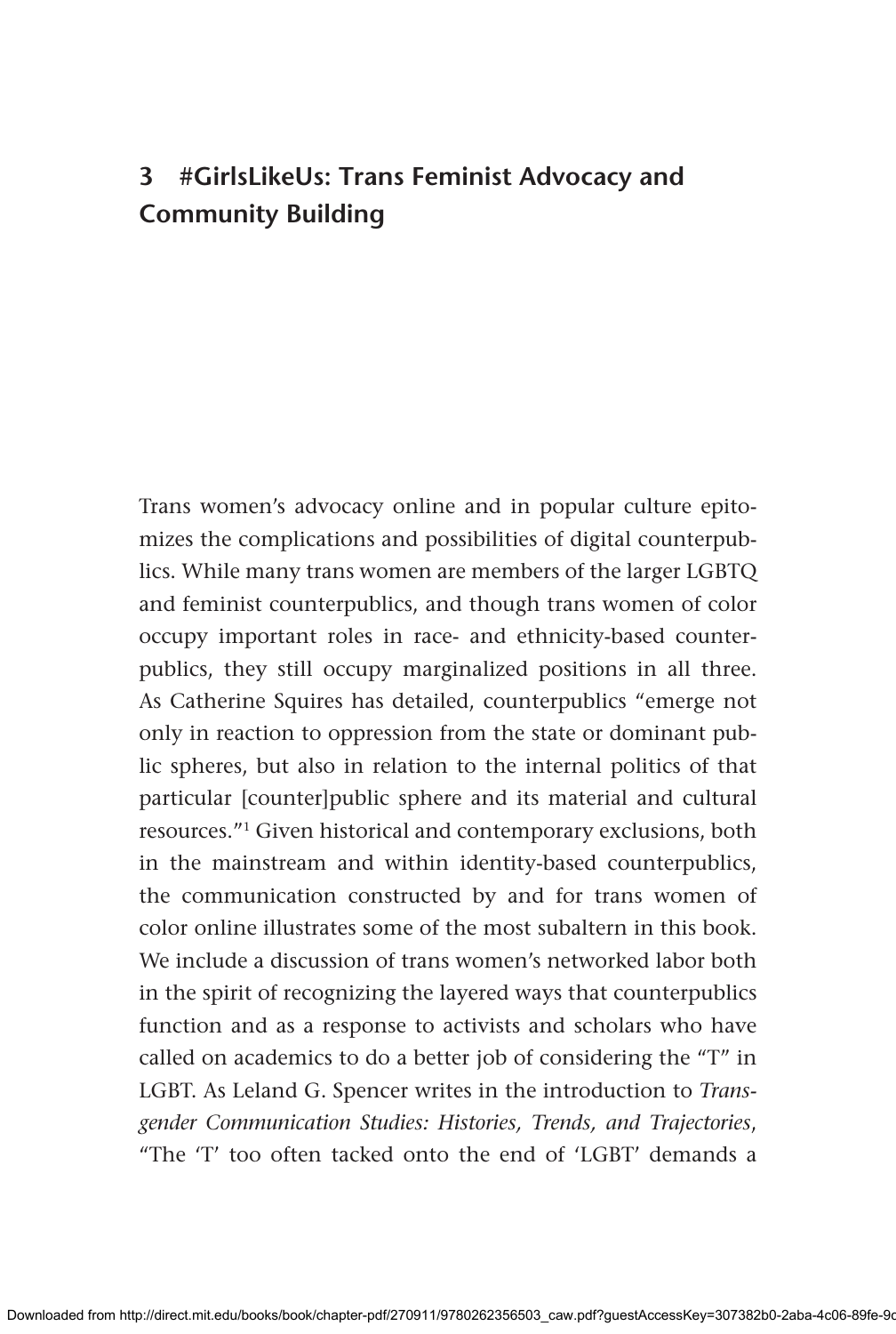# 3 #GirlsLikeUs: Trans Feminist Advocacy and Community Building

Trans women's advocacy online and in popular culture epitomizes the complications and possibilities of digital counterpublics. While many trans women are members of the larger LGBTQ and feminist counterpublics, and though trans women of color occupy important roles in race- and ethnicity-based counterpublics, they still occupy marginalized positions in all three. As Catherine Squires has detailed, counterpublics "emerge not only in reaction to oppression from the state or dominant public spheres, but also in relation to the internal politics of that particular [counter]public sphere and its material and cultural resources."[1] Given historical and contemporary exclusions, both in the mainstream and within identity-based counterpublics, the communication constructed by and for trans women of color online illustrates some of the most subaltern in this book. We include a discussion of trans women's networked labor both in the spirit of recognizing the layered ways that counterpublics function and as a response to activists and scholars who have called on academics to do a better job of considering the "T" in LGBT. As Leland G. Spencer writes in the introduction to *Transgender Communication Studies: Histories, Trends, and Trajectories*, "The 'T' too often tacked onto the end of 'LGBT' demands a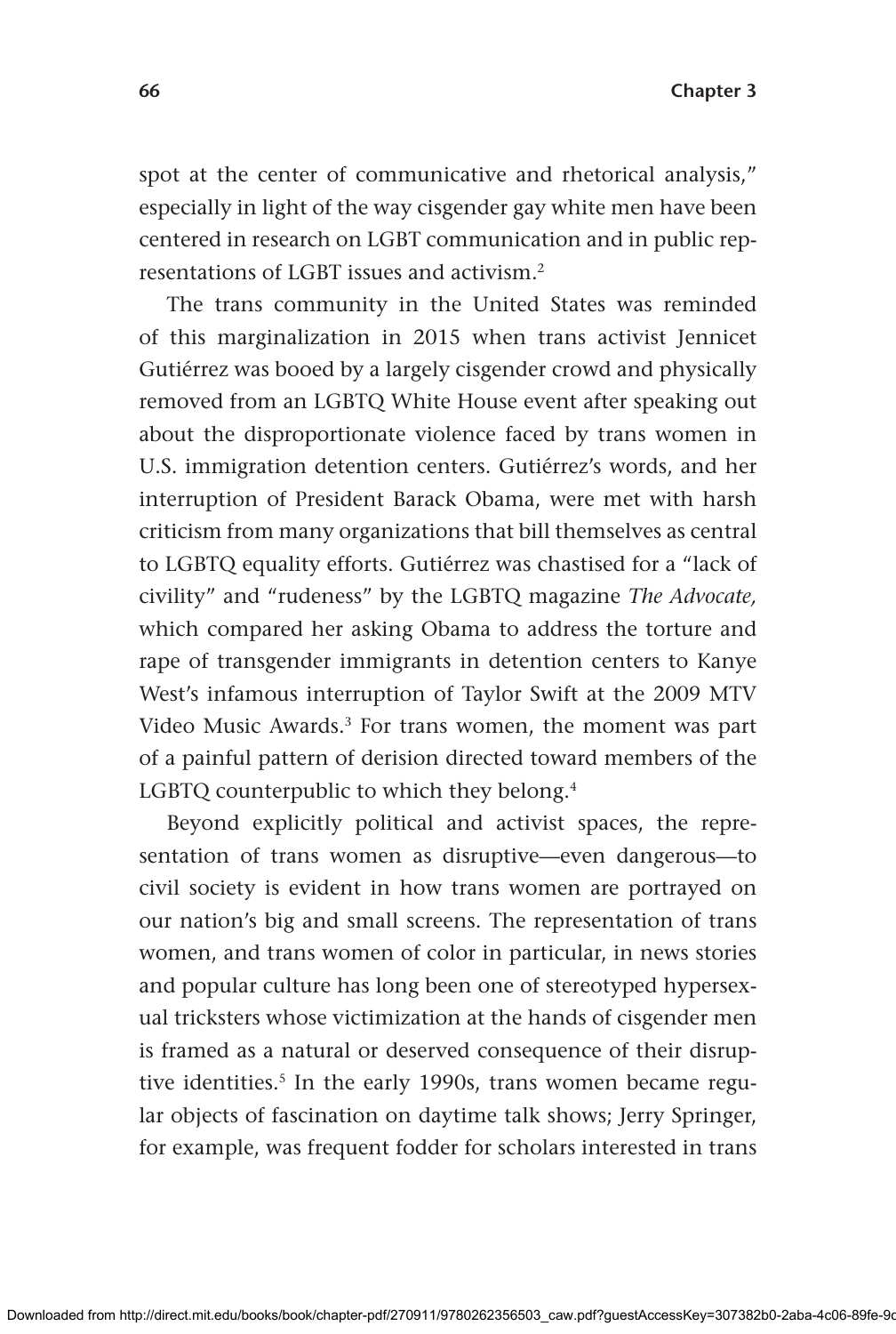spot at the center of communicative and rhetorical analysis," especially in light of the way cisgender gay white men have been centered in research on LGBT communication and in public representations of LGBT issues and activism.[2]

The trans community in the United States was reminded of this marginalization in 2015 when trans activist Jennicet Gutiérrez was booed by a largely cisgender crowd and physically removed from an LGBTQ White House event after speaking out about the disproportionate violence faced by trans women in U.S. immigration detention centers. Gutiérrez's words, and her interruption of President Barack Obama, were met with harsh criticism from many organizations that bill themselves as central to LGBTQ equality efforts. Gutiérrez was chastised for a "lack of civility" and "rudeness" by the LGBTQ magazine *The Advocate,* which compared her asking Obama to address the torture and rape of transgender immigrants in detention centers to Kanye West's infamous interruption of Taylor Swift at the 2009 MTV Video Music Awards.[3] For trans women, the moment was part of a painful pattern of derision directed toward members of the LGBTQ counterpublic to which they belong.[4]

Beyond explicitly political and activist spaces, the representation of trans women as disruptive—even dangerous—to civil society is evident in how trans women are portrayed on our nation's big and small screens. The representation of trans women, and trans women of color in particular, in news stories and popular culture has long been one of stereotyped hypersexual tricksters whose victimization at the hands of cisgender men is framed as a natural or deserved consequence of their disruptive identities.[5] In the early 1990s, trans women became regular objects of fascination on daytime talk shows; Jerry Springer, for example, was frequent fodder for scholars interested in trans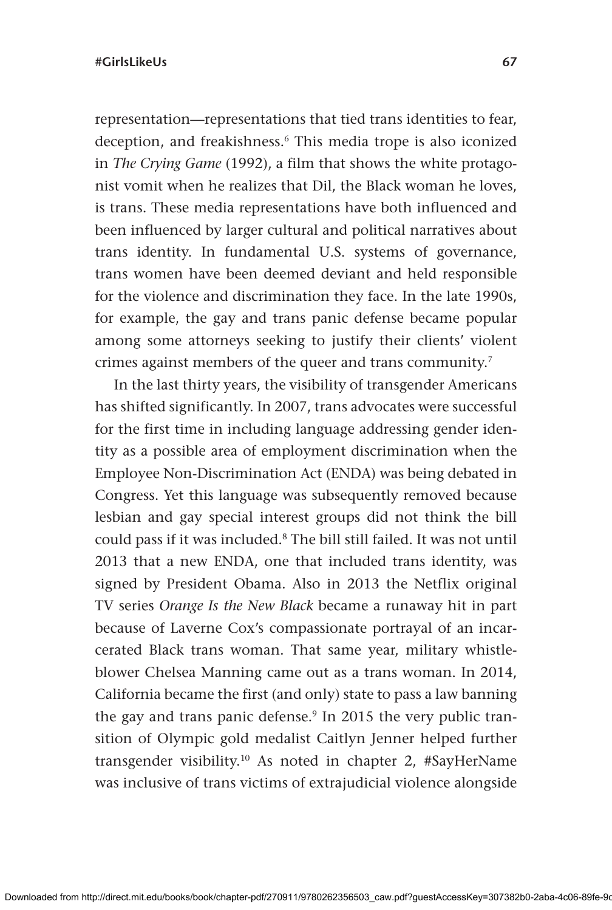representation—representations that tied trans identities to fear, deception, and freakishness.[6] This media trope is also iconized in *The Crying Game* (1992), a film that shows the white protagonist vomit when he realizes that Dil, the Black woman he loves, is trans. These media representations have both influenced and been influenced by larger cultural and political narratives about trans identity. In fundamental U.S. systems of governance, trans women have been deemed deviant and held responsible for the violence and discrimination they face. In the late 1990s, for example, the gay and trans panic defense became popular among some attorneys seeking to justify their clients' violent crimes against members of the queer and trans community.[7]

In the last thirty years, the visibility of transgender Americans has shifted significantly. In 2007, trans advocates were successful for the first time in including language addressing gender identity as a possible area of employment discrimination when the Employee Non-Discrimination Act (ENDA) was being debated in Congress. Yet this language was subsequently removed because lesbian and gay special interest groups did not think the bill could pass if it was included.[8] The bill still failed. It was not until 2013 that a new ENDA, one that included trans identity, was signed by President Obama. Also in 2013 the Netflix original TV series *Orange Is the New Black* became a runaway hit in part because of Laverne Cox's compassionate portrayal of an incarcerated Black trans woman. That same year, military whistleblower Chelsea Manning came out as a trans woman. In 2014, California became the first (and only) state to pass a law banning the gay and trans panic defense.[9] In 2015 the very public transition of Olympic gold medalist Caitlyn Jenner helped further transgender visibility.[10] As noted in chapter 2, #SayHerName was inclusive of trans victims of extrajudicial violence alongside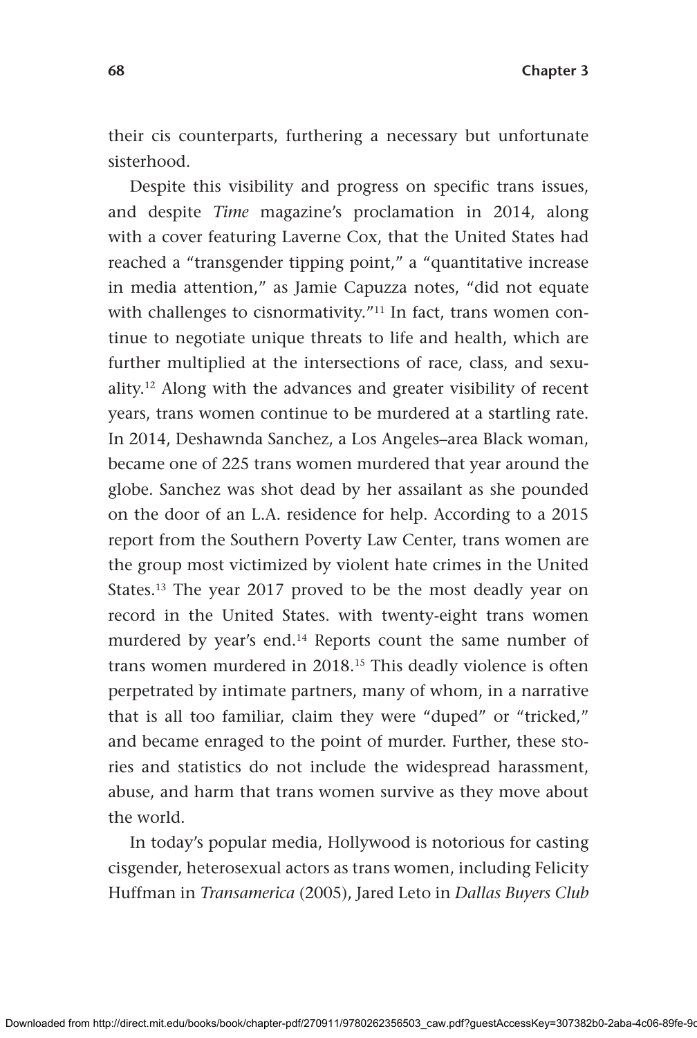their cis counterparts, furthering a necessary but unfortunate sisterhood.

Despite this visibility and progress on specific trans issues, and despite *Time* magazine's proclamation in 2014, along with a cover featuring Laverne Cox, that the United States had reached a "transgender tipping point," a "quantitative increase in media attention," as Jamie Capuzza notes, "did not equate with challenges to cisnormativity."[11] In fact, trans women continue to negotiate unique threats to life and health, which are further multiplied at the intersections of race, class, and sexuality.[12] Along with the advances and greater visibility of recent years, trans women continue to be murdered at a startling rate. In 2014, Deshawnda Sanchez, a Los Angeles–area Black woman, became one of 225 trans women murdered that year around the globe. Sanchez was shot dead by her assailant as she pounded on the door of an L.A. residence for help. According to a 2015 report from the Southern Poverty Law Center, trans women are the group most victimized by violent hate crimes in the United States.[13] The year 2017 proved to be the most deadly year on record in the United States. with twenty-eight trans women murdered by year's end.[14] Reports count the same number of trans women murdered in 2018.[15] This deadly violence is often perpetrated by intimate partners, many of whom, in a narrative that is all too familiar, claim they were "duped" or "tricked," and became enraged to the point of murder. Further, these stories and statistics do not include the widespread harassment, abuse, and harm that trans women survive as they move about the world.

In today's popular media, Hollywood is notorious for casting cisgender, heterosexual actors as trans women, including Felicity Huffman in *Transamerica* (2005), Jared Leto in *Dallas Buyers Club*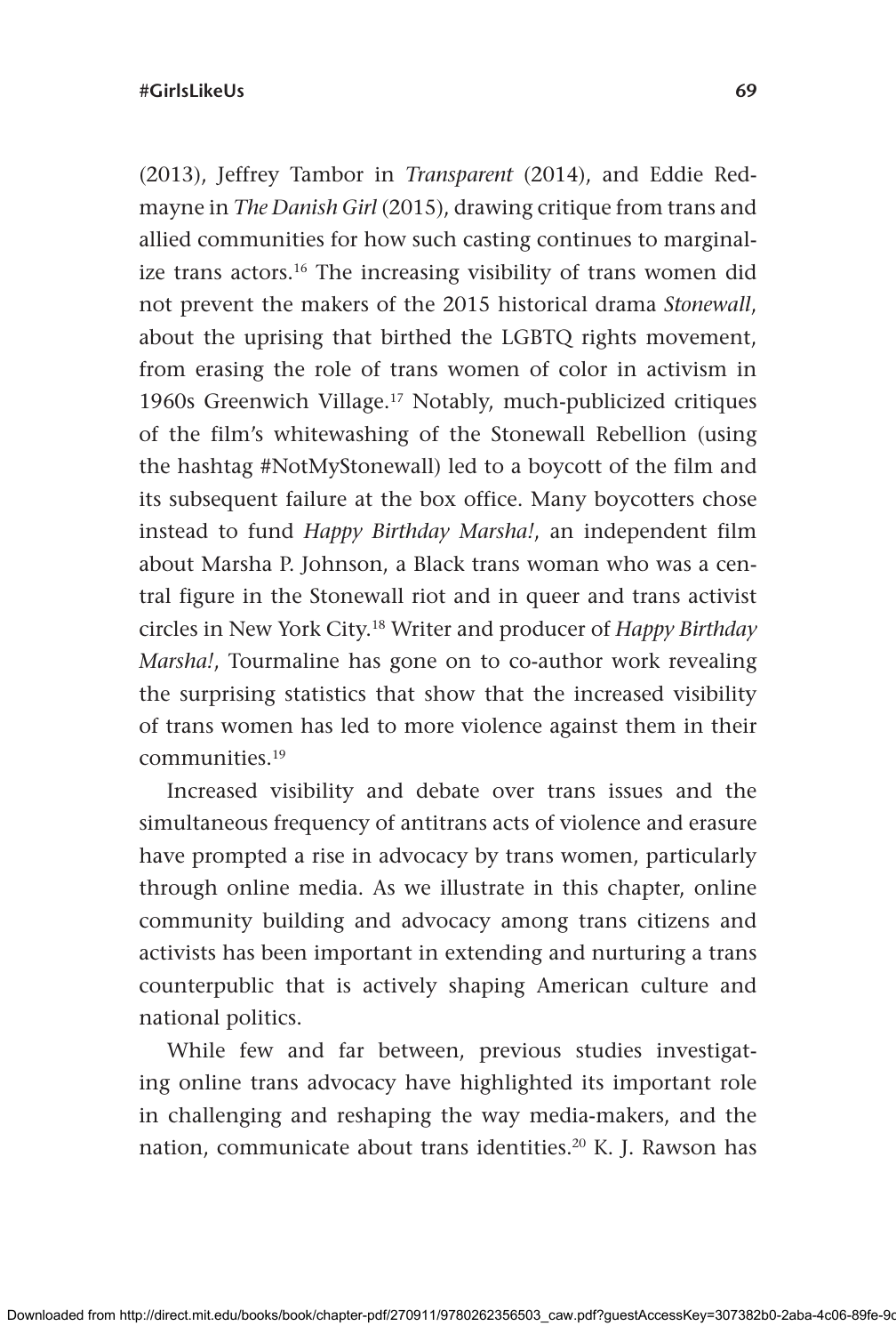(2013), Jeffrey Tambor in *Transparent* (2014), and Eddie Redmayne in *The Danish Girl* (2015), drawing critique from trans and allied communities for how such casting continues to marginalize trans actors.[16] The increasing visibility of trans women did not prevent the makers of the 2015 historical drama *Stonewall*, about the uprising that birthed the LGBTQ rights movement, from erasing the role of trans women of color in activism in 1960s Greenwich Village.[17] Notably, much-publicized critiques of the film's whitewashing of the Stonewall Rebellion (using the hashtag #NotMyStonewall) led to a boycott of the film and its subsequent failure at the box office. Many boycotters chose instead to fund *Happy Birthday Marsha!*, an independent film about Marsha P. Johnson, a Black trans woman who was a central figure in the Stonewall riot and in queer and trans activist circles in New York City.[18] Writer and producer of *Happy Birthday Marsha!*, Tourmaline has gone on to co-author work revealing the surprising statistics that show that the increased visibility of trans women has led to more violence against them in their communities.[19]

Increased visibility and debate over trans issues and the simultaneous frequency of antitrans acts of violence and erasure have prompted a rise in advocacy by trans women, particularly through online media. As we illustrate in this chapter, online community building and advocacy among trans citizens and activists has been important in extending and nurturing a trans counterpublic that is actively shaping American culture and national politics.

While few and far between, previous studies investigating online trans advocacy have highlighted its important role in challenging and reshaping the way media-makers, and the nation, communicate about trans identities.[20] K. J. Rawson has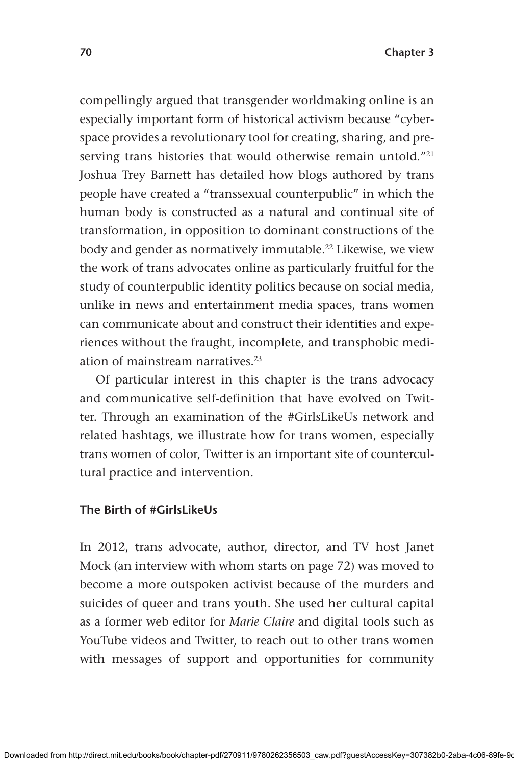compellingly argued that transgender worldmaking online is an especially important form of historical activism because "cyberspace provides a revolutionary tool for creating, sharing, and preserving trans histories that would otherwise remain untold."[21] Joshua Trey Barnett has detailed how blogs authored by trans people have created a "transsexual counterpublic" in which the human body is constructed as a natural and continual site of transformation, in opposition to dominant constructions of the body and gender as normatively immutable.[22] Likewise, we view the work of trans advocates online as particularly fruitful for the study of counterpublic identity politics because on social media, unlike in news and entertainment media spaces, trans women can communicate about and construct their identities and experiences without the fraught, incomplete, and transphobic mediation of mainstream narratives.[23]

Of particular interest in this chapter is the trans advocacy and communicative self-definition that have evolved on Twitter. Through an examination of the #GirlsLikeUs network and related hashtags, we illustrate how for trans women, especially trans women of color, Twitter is an important site of countercultural practice and intervention.

## The Birth of #GirlsLikeUs

In 2012, trans advocate, author, director, and TV host Janet Mock (an interview with whom starts on page 72) was moved to become a more outspoken activist because of the murders and suicides of queer and trans youth. She used her cultural capital as a former web editor for *Marie Claire* and digital tools such as YouTube videos and Twitter, to reach out to other trans women with messages of support and opportunities for community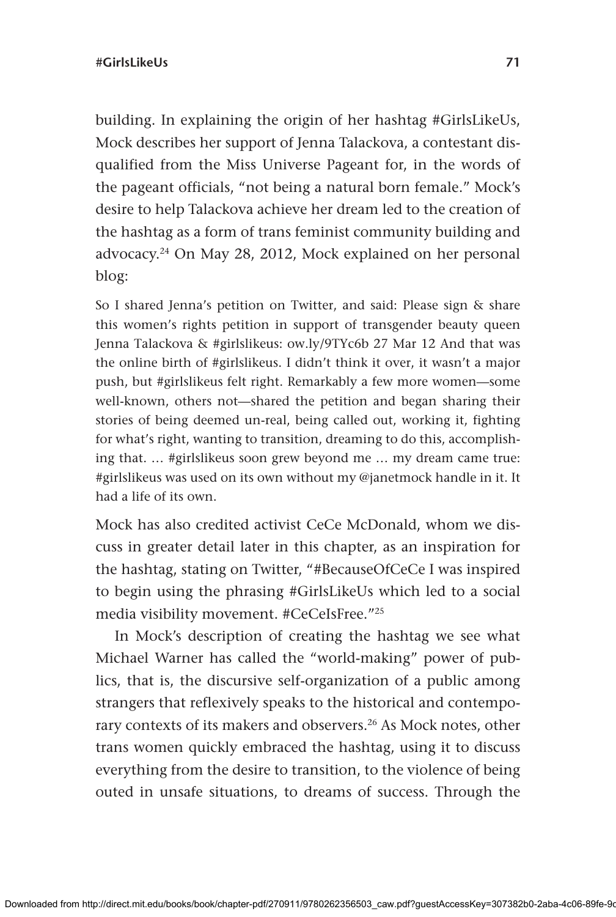building. In explaining the origin of her hashtag #GirlsLikeUs, Mock describes her support of Jenna Talackova, a contestant disqualified from the Miss Universe Pageant for, in the words of the pageant officials, "not being a natural born female." Mock's desire to help Talackova achieve her dream led to the creation of the hashtag as a form of trans feminist community building and advocacy.[24] On May 28, 2012, Mock explained on her personal blog:

> So I shared Jenna's petition on Twitter, and said: Please sign & share this women's rights petition in support of transgender beauty queen Jenna Talackova & #girlslikeus: ow.ly/9TYc6b 27 Mar 12 And that was the online birth of #girlslikeus. I didn't think it over, it wasn't a major push, but #girlslikeus felt right. Remarkably a few more women—some well-known, others not—shared the petition and began sharing their stories of being deemed un-real, being called out, working it, fighting for what's right, wanting to transition, dreaming to do this, accomplishing that. … #girlslikeus soon grew beyond me … my dream came true: #girlslikeus was used on its own without my @janetmock handle in it. It had a life of its own.

Mock has also credited activist CeCe McDonald, whom we discuss in greater detail later in this chapter, as an inspiration for the hashtag, stating on Twitter, "#BecauseOfCeCe I was inspired to begin using the phrasing #GirlsLikeUs which led to a social media visibility movement. #CeCeIsFree."[25]

In Mock's description of creating the hashtag we see what Michael Warner has called the "world-making" power of publics, that is, the discursive self-organization of a public among strangers that reflexively speaks to the historical and contemporary contexts of its makers and observers.[26] As Mock notes, other trans women quickly embraced the hashtag, using it to discuss everything from the desire to transition, to the violence of being outed in unsafe situations, to dreams of success. Through the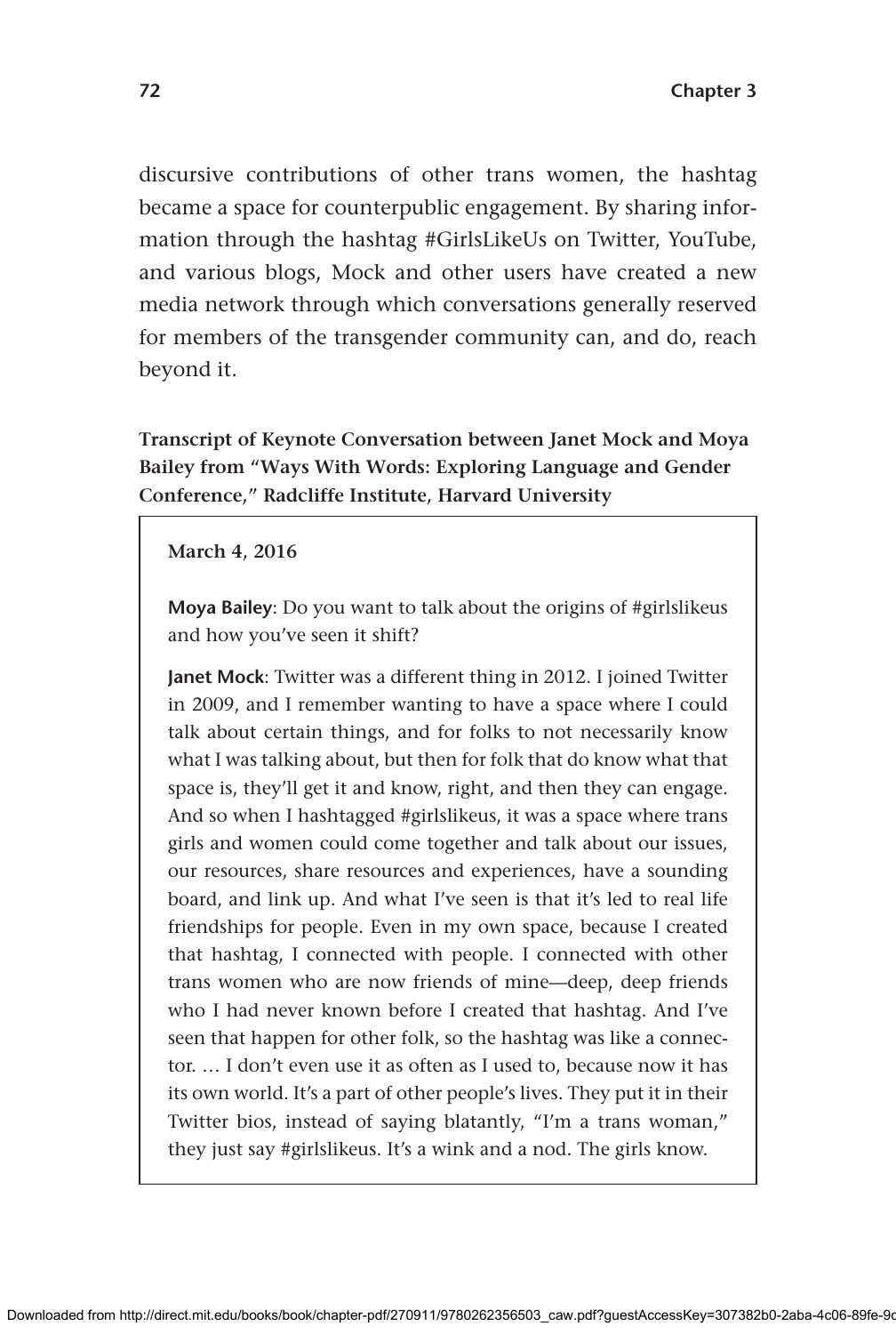discursive contributions of other trans women, the hashtag became a space for counterpublic engagement. By sharing information through the hashtag #GirlsLikeUs on Twitter, YouTube, and various blogs, Mock and other users have created a new media network through which conversations generally reserved for members of the transgender community can, and do, reach beyond it.

**Transcript of Keynote Conversation between Janet Mock and Moya Bailey from "Ways With Words: Exploring Language and Gender Conference," Radcliffe Institute, Harvard University**

**March 4, 2016**

**Moya Bailey**: Do you want to talk about the origins of #girlslikeus and how you've seen it shift?

**Janet Mock**: Twitter was a different thing in 2012. I joined Twitter in 2009, and I remember wanting to have a space where I could talk about certain things, and for folks to not necessarily know what I was talking about, but then for folk that do know what that space is, they'll get it and know, right, and then they can engage. And so when I hashtagged #girlslikeus, it was a space where trans girls and women could come together and talk about our issues, our resources, share resources and experiences, have a sounding board, and link up. And what I've seen is that it's led to real life friendships for people. Even in my own space, because I created that hashtag, I connected with people. I connected with other trans women who are now friends of mine—deep, deep friends who I had never known before I created that hashtag. And I've seen that happen for other folk, so the hashtag was like a connector. … I don't even use it as often as I used to, because now it has its own world. It's a part of other people's lives. They put it in their Twitter bios, instead of saying blatantly, "I'm a trans woman," they just say #girlslikeus. It's a wink and a nod. The girls know.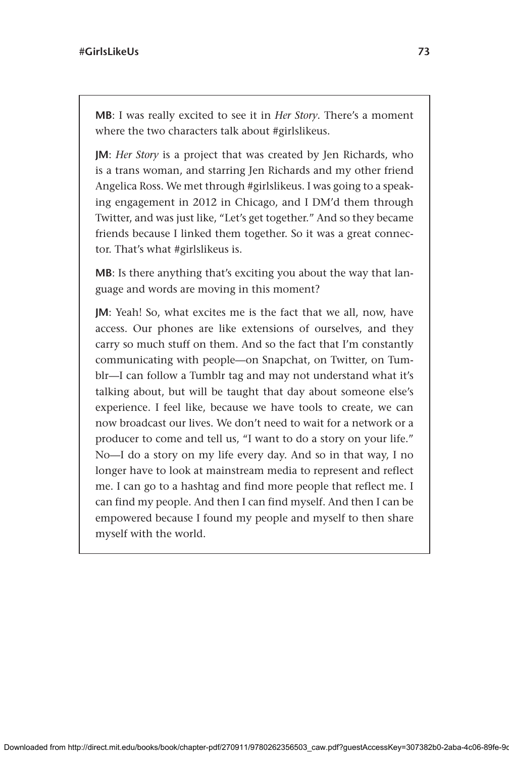**MB**: I was really excited to see it in *Her Story*. There's a moment where the two characters talk about #girlslikeus.

**JM**: *Her Story* is a project that was created by Jen Richards, who is a trans woman, and starring Jen Richards and my other friend Angelica Ross. We met through #girlslikeus. I was going to a speaking engagement in 2012 in Chicago, and I DM'd them through Twitter, and was just like, "Let's get together." And so they became friends because I linked them together. So it was a great connector. That's what #girlslikeus is.

**MB**: Is there anything that's exciting you about the way that language and words are moving in this moment?

**JM**: Yeah! So, what excites me is the fact that we all, now, have access. Our phones are like extensions of ourselves, and they carry so much stuff on them. And so the fact that I'm constantly communicating with people—on Snapchat, on Twitter, on Tumblr—I can follow a Tumblr tag and may not understand what it's talking about, but will be taught that day about someone else's experience. I feel like, because we have tools to create, we can now broadcast our lives. We don't need to wait for a network or a producer to come and tell us, "I want to do a story on your life." No—I do a story on my life every day. And so in that way, I no longer have to look at mainstream media to represent and reflect me. I can go to a hashtag and find more people that reflect me. I can find my people. And then I can find myself. And then I can be empowered because I found my people and myself to then share myself with the world.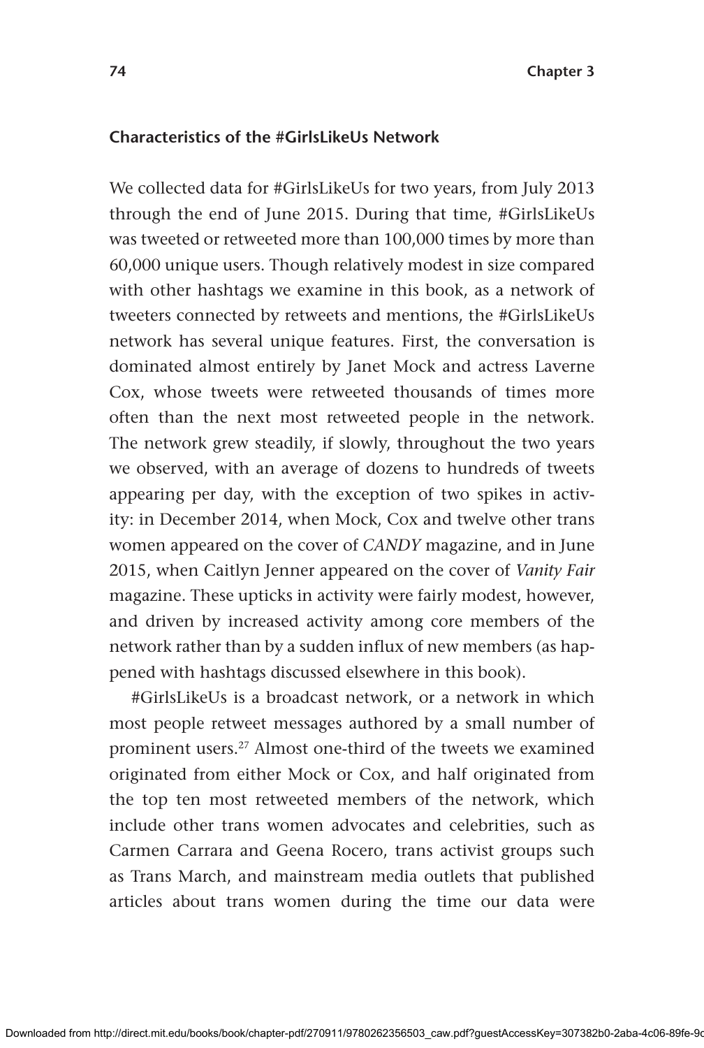### Characteristics of the #GirlsLikeUs Network

We collected data for #GirlsLikeUs for two years, from July 2013 through the end of June 2015. During that time, #GirlsLikeUs was tweeted or retweeted more than 100,000 times by more than 60,000 unique users. Though relatively modest in size compared with other hashtags we examine in this book, as a network of tweeters connected by retweets and mentions, the #GirlsLikeUs network has several unique features. First, the conversation is dominated almost entirely by Janet Mock and actress Laverne Cox, whose tweets were retweeted thousands of times more often than the next most retweeted people in the network. The network grew steadily, if slowly, throughout the two years we observed, with an average of dozens to hundreds of tweets appearing per day, with the exception of two spikes in activity: in December 2014, when Mock, Cox and twelve other trans women appeared on the cover of *CANDY* magazine, and in June 2015, when Caitlyn Jenner appeared on the cover of *Vanity Fair* magazine. These upticks in activity were fairly modest, however, and driven by increased activity among core members of the network rather than by a sudden influx of new members (as happened with hashtags discussed elsewhere in this book).

#GirlsLikeUs is a broadcast network, or a network in which most people retweet messages authored by a small number of prominent users.[27] Almost one-third of the tweets we examined originated from either Mock or Cox, and half originated from the top ten most retweeted members of the network, which include other trans women advocates and celebrities, such as Carmen Carrara and Geena Rocero, trans activist groups such as Trans March, and mainstream media outlets that published articles about trans women during the time our data were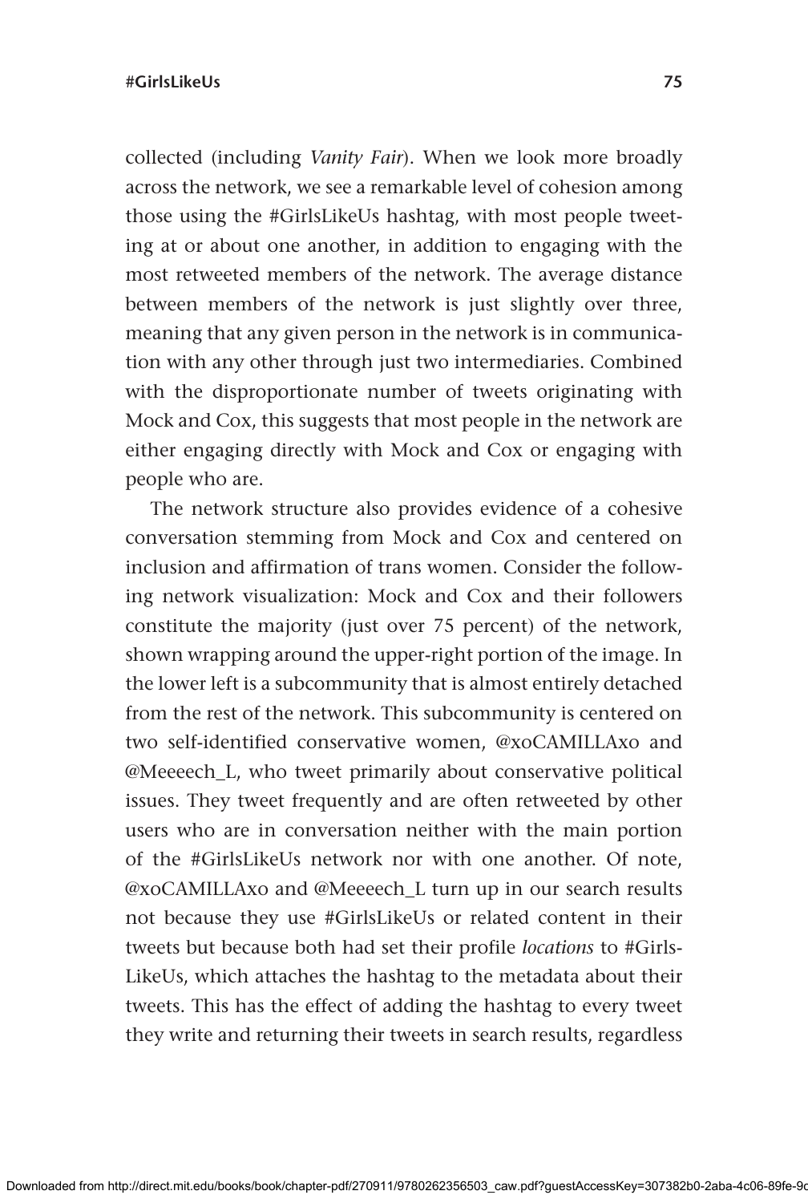collected (including *Vanity Fair*). When we look more broadly across the network, we see a remarkable level of cohesion among those using the #GirlsLikeUs hashtag, with most people tweeting at or about one another, in addition to engaging with the most retweeted members of the network. The average distance between members of the network is just slightly over three, meaning that any given person in the network is in communication with any other through just two intermediaries. Combined with the disproportionate number of tweets originating with Mock and Cox, this suggests that most people in the network are either engaging directly with Mock and Cox or engaging with people who are.

The network structure also provides evidence of a cohesive conversation stemming from Mock and Cox and centered on inclusion and affirmation of trans women. Consider the following network visualization: Mock and Cox and their followers constitute the majority (just over 75 percent) of the network, shown wrapping around the upper-right portion of the image. In the lower left is a subcommunity that is almost entirely detached from the rest of the network. This subcommunity is centered on two self-identified conservative women, @xoCAMILLAxo and @Meeeech_L, who tweet primarily about conservative political issues. They tweet frequently and are often retweeted by other users who are in conversation neither with the main portion of the #GirlsLikeUs network nor with one another. Of note, @xoCAMILLAxo and @Meeeech_L turn up in our search results not because they use #GirlsLikeUs or related content in their tweets but because both had set their profile *locations* to #GirlsLikeUs, which attaches the hashtag to the metadata about their tweets. This has the effect of adding the hashtag to every tweet they write and returning their tweets in search results, regardless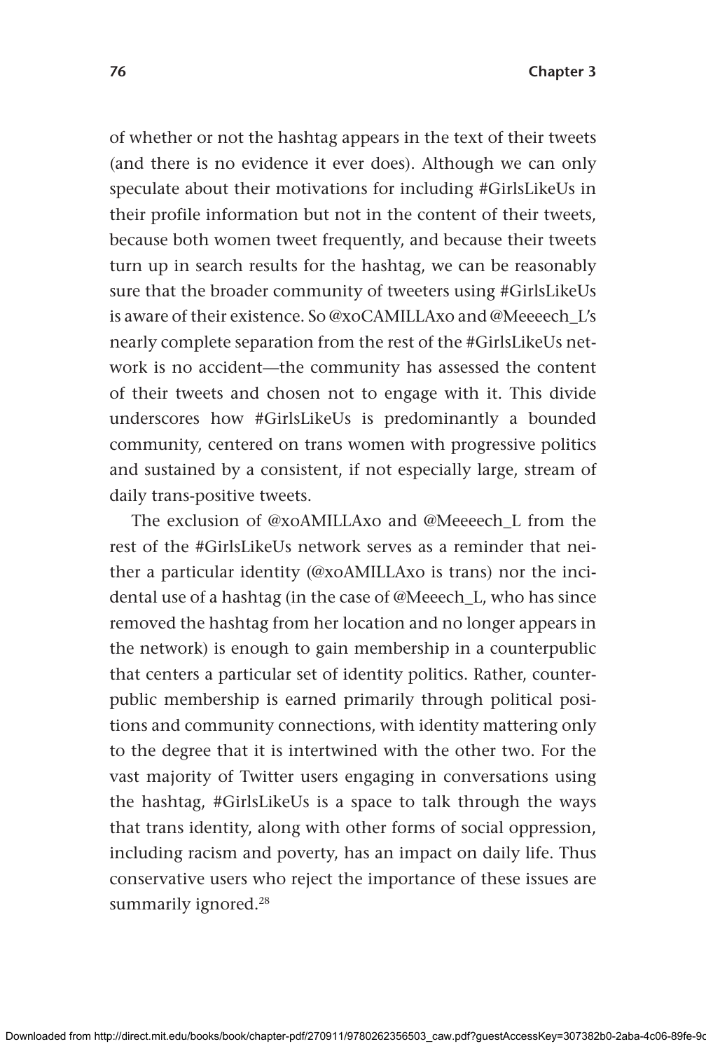of whether or not the hashtag appears in the text of their tweets (and there is no evidence it ever does). Although we can only speculate about their motivations for including #GirlsLikeUs in their profile information but not in the content of their tweets, because both women tweet frequently, and because their tweets turn up in search results for the hashtag, we can be reasonably sure that the broader community of tweeters using #GirlsLikeUs is aware of their existence. So @xoCAMILLAxo and @Meeeech_L's nearly complete separation from the rest of the #GirlsLikeUs network is no accident—the community has assessed the content of their tweets and chosen not to engage with it. This divide underscores how #GirlsLikeUs is predominantly a bounded community, centered on trans women with progressive politics and sustained by a consistent, if not especially large, stream of daily trans-positive tweets.

The exclusion of @xoAMILLAxo and @Meeeech_L from the rest of the #GirlsLikeUs network serves as a reminder that neither a particular identity (@xoAMILLAxo is trans) nor the incidental use of a hashtag (in the case of @Meeech_L, who has since removed the hashtag from her location and no longer appears in the network) is enough to gain membership in a counterpublic that centers a particular set of identity politics. Rather, counterpublic membership is earned primarily through political positions and community connections, with identity mattering only to the degree that it is intertwined with the other two. For the vast majority of Twitter users engaging in conversations using the hashtag, #GirlsLikeUs is a space to talk through the ways that trans identity, along with other forms of social oppression, including racism and poverty, has an impact on daily life. Thus conservative users who reject the importance of these issues are summarily ignored.[28]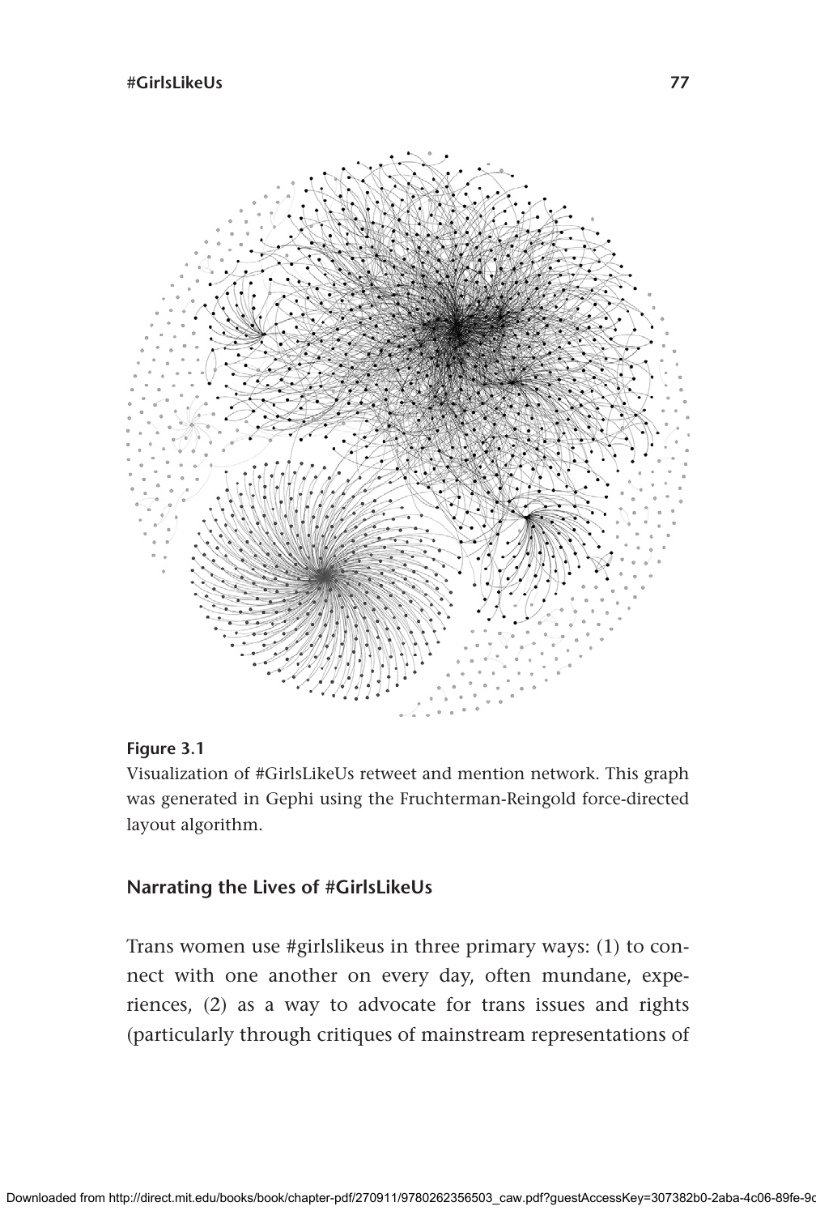**Figure 3.1**

Visualization of #GirlsLikeUs retweet and mention network. This graph was generated in Gephi using the Fruchterman-Reingold force-directed layout algorithm.

### Narrating the Lives of #GirlsLikeUs

Trans women use #girlslikeus in three primary ways: (1) to connect with one another on every day, often mundane, experiences, (2) as a way to advocate for trans issues and rights (particularly through critiques of mainstream representations of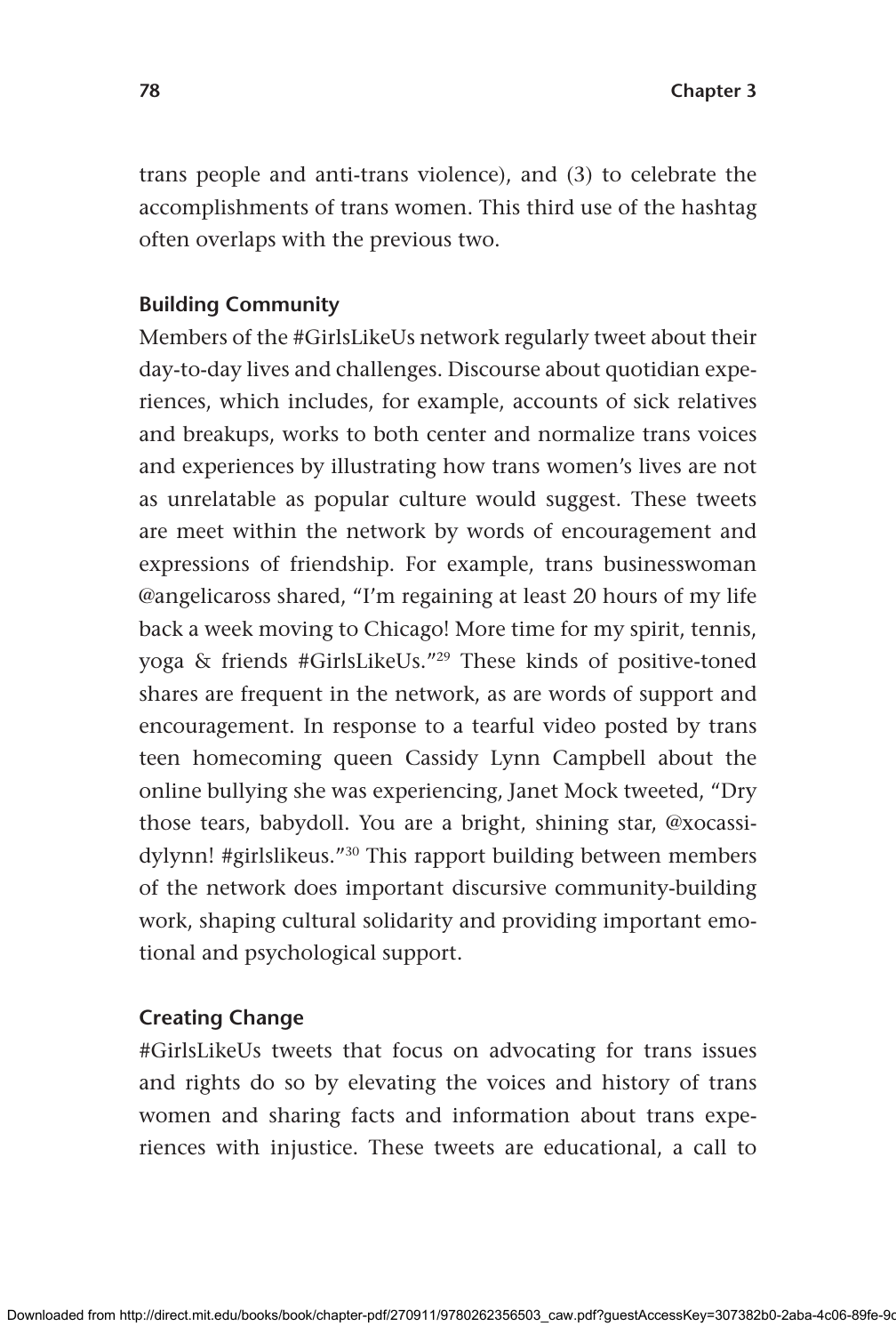trans people and anti-trans violence), and (3) to celebrate the accomplishments of trans women. This third use of the hashtag often overlaps with the previous two.

### Building Community

Members of the #GirlsLikeUs network regularly tweet about their day-to-day lives and challenges. Discourse about quotidian experiences, which includes, for example, accounts of sick relatives and breakups, works to both center and normalize trans voices and experiences by illustrating how trans women's lives are not as unrelatable as popular culture would suggest. These tweets are meet within the network by words of encouragement and expressions of friendship. For example, trans businesswoman @angelicaross shared, "I'm regaining at least 20 hours of my life back a week moving to Chicago! More time for my spirit, tennis, yoga & friends #GirlsLikeUs."[29] These kinds of positive-toned shares are frequent in the network, as are words of support and encouragement. In response to a tearful video posted by trans teen homecoming queen Cassidy Lynn Campbell about the online bullying she was experiencing, Janet Mock tweeted, "Dry those tears, babydoll. You are a bright, shining star, @xocassidylynn! #girlslikeus."[30] This rapport building between members of the network does important discursive community-building work, shaping cultural solidarity and providing important emotional and psychological support.

### Creating Change

#GirlsLikeUs tweets that focus on advocating for trans issues and rights do so by elevating the voices and history of trans women and sharing facts and information about trans experiences with injustice. These tweets are educational, a call to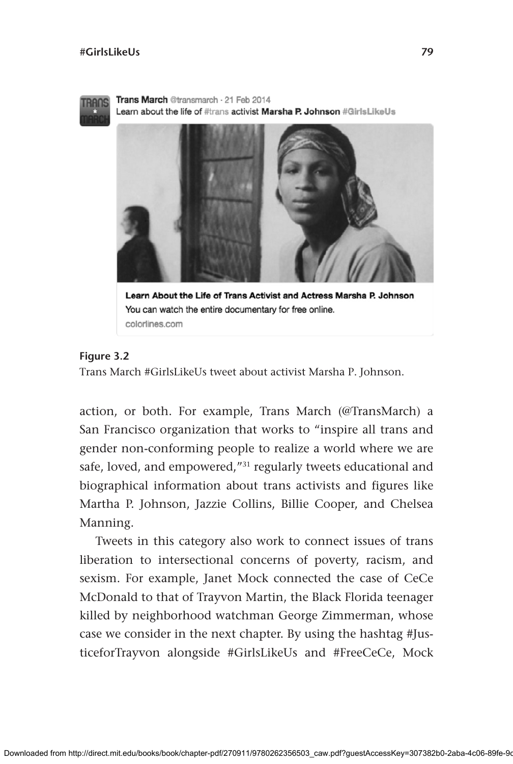Trans March @transmarch · 21 Feb 2014
Learn about the life of #trans activist **Marsha P. Johnson** #GirlsLikeUs

**Learn About the Life of Trans Activist and Actress Marsha P. Johnson**
You can watch the entire documentary for free online.
colorlines.com

**Figure 3.2**
Trans March #GirlsLikeUs tweet about activist Marsha P. Johnson.

action, or both. For example, Trans March (@TransMarch) a San Francisco organization that works to "inspire all trans and gender non-conforming people to realize a world where we are safe, loved, and empowered,"[31] regularly tweets educational and biographical information about trans activists and figures like Martha P. Johnson, Jazzie Collins, Billie Cooper, and Chelsea Manning.

Tweets in this category also work to connect issues of trans liberation to intersectional concerns of poverty, racism, and sexism. For example, Janet Mock connected the case of CeCe McDonald to that of Trayvon Martin, the Black Florida teenager killed by neighborhood watchman George Zimmerman, whose case we consider in the next chapter. By using the hashtag #JusticeforTrayvon alongside #GirlsLikeUs and #FreeCeCe, Mock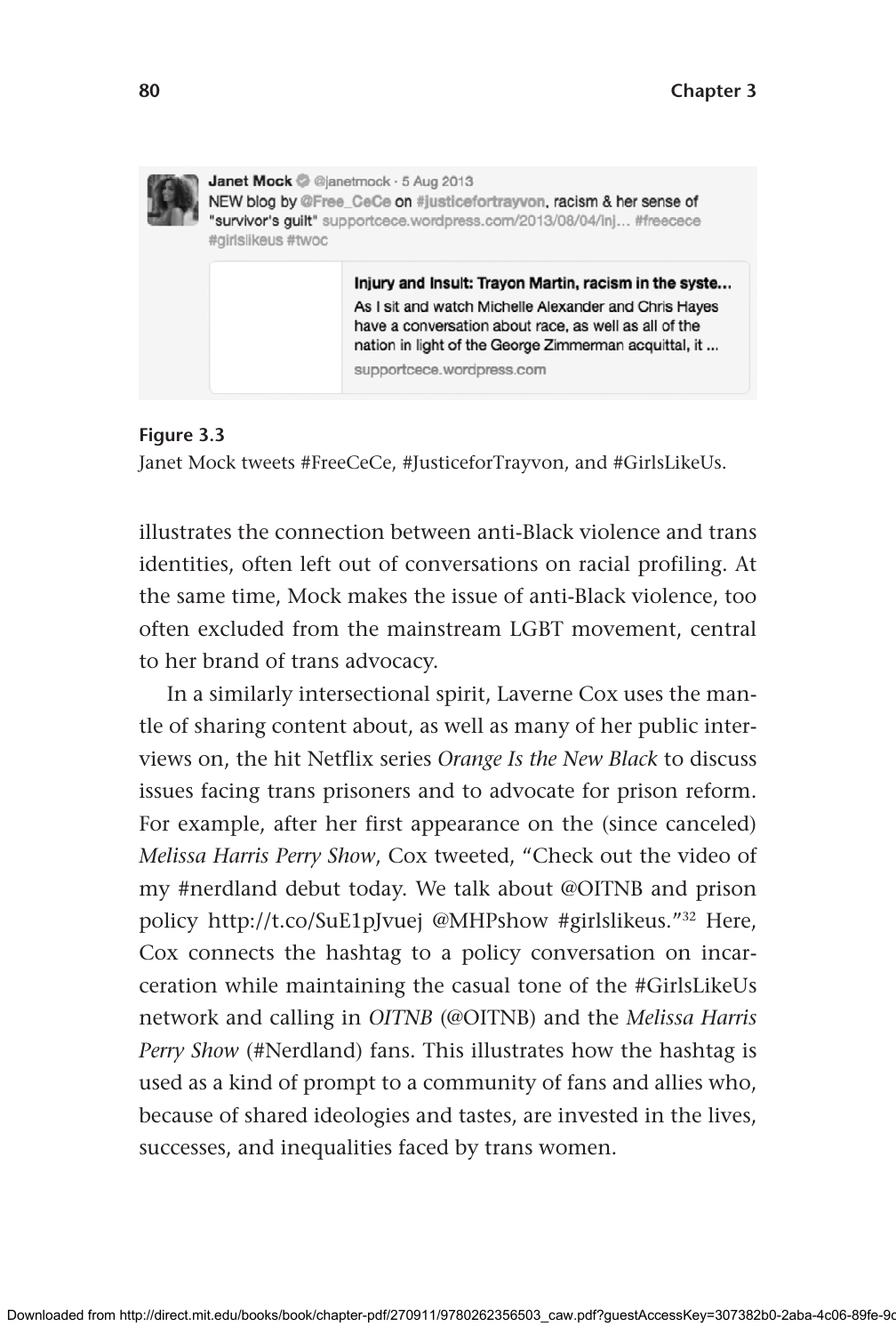Janet Mock @janetmock · 5 Aug 2013
NEW blog by @Free_CeCe on #justicefortrayvon, racism & her sense of "survivor's guilt" supportcece.wordpress.com/2013/08/04/inj… #freecece #girlslikeus #twoc

Injury and Insult: Trayon Martin, racism in the syste…
As I sit and watch Michelle Alexander and Chris Hayes have a conversation about race, as well as all of the nation in light of the George Zimmerman acquittal, it ...
supportcece.wordpress.com

**Figure 3.3**
Janet Mock tweets #FreeCeCe, #JusticeforTrayvon, and #GirlsLikeUs.

illustrates the connection between anti-Black violence and trans identities, often left out of conversations on racial profiling. At the same time, Mock makes the issue of anti-Black violence, too often excluded from the mainstream LGBT movement, central to her brand of trans advocacy.

In a similarly intersectional spirit, Laverne Cox uses the mantle of sharing content about, as well as many of her public interviews on, the hit Netflix series *Orange Is the New Black* to discuss issues facing trans prisoners and to advocate for prison reform. For example, after her first appearance on the (since canceled) *Melissa Harris Perry Show*, Cox tweeted, "Check out the video of my #nerdland debut today. We talk about @OITNB and prison policy http://t.co/SuE1pJvuej @MHPshow #girlslikeus."[32] Here, Cox connects the hashtag to a policy conversation on incarceration while maintaining the casual tone of the #GirlsLikeUs network and calling in *OITNB* (@OITNB) and the *Melissa Harris Perry Show* (#Nerdland) fans. This illustrates how the hashtag is used as a kind of prompt to a community of fans and allies who, because of shared ideologies and tastes, are invested in the lives, successes, and inequalities faced by trans women.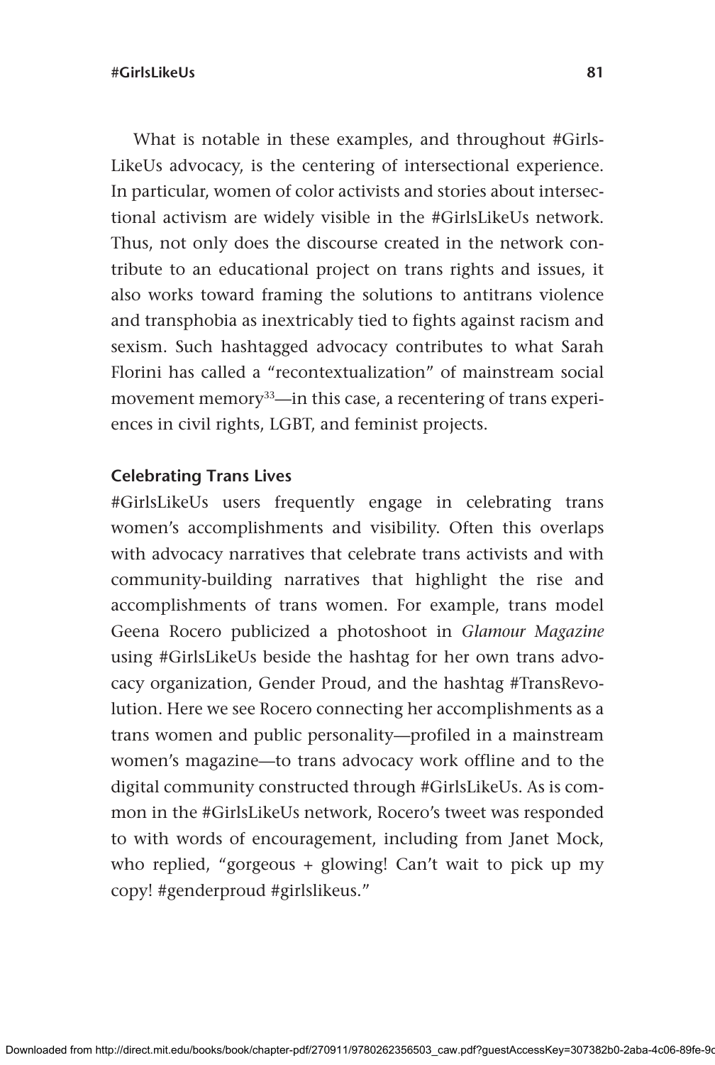What is notable in these examples, and throughout #GirlsLikeUs advocacy, is the centering of intersectional experience. In particular, women of color activists and stories about intersectional activism are widely visible in the #GirlsLikeUs network. Thus, not only does the discourse created in the network contribute to an educational project on trans rights and issues, it also works toward framing the solutions to antitrans violence and transphobia as inextricably tied to fights against racism and sexism. Such hashtagged advocacy contributes to what Sarah Florini has called a "recontextualization" of mainstream social movement memory[33]—in this case, a recentering of trans experiences in civil rights, LGBT, and feminist projects.

### Celebrating Trans Lives

#GirlsLikeUs users frequently engage in celebrating trans women's accomplishments and visibility. Often this overlaps with advocacy narratives that celebrate trans activists and with community-building narratives that highlight the rise and accomplishments of trans women. For example, trans model Geena Rocero publicized a photoshoot in *Glamour Magazine* using #GirlsLikeUs beside the hashtag for her own trans advocacy organization, Gender Proud, and the hashtag #TransRevolution. Here we see Rocero connecting her accomplishments as a trans women and public personality—profiled in a mainstream women's magazine—to trans advocacy work offline and to the digital community constructed through #GirlsLikeUs. As is common in the #GirlsLikeUs network, Rocero's tweet was responded to with words of encouragement, including from Janet Mock, who replied, "gorgeous + glowing! Can't wait to pick up my copy! #genderproud #girlslikeus."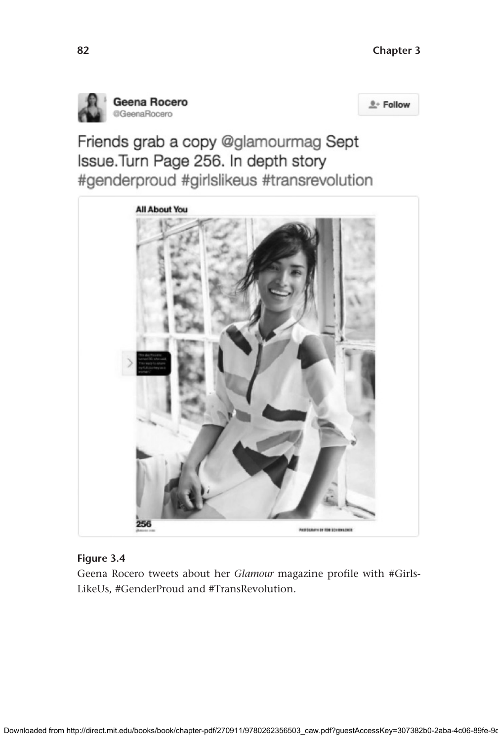Geena Rocero
@GeenaRocero

Friends grab a copy @glamourmag Sept Issue.Turn Page 256. In depth story #genderproud #girlslikeus #transrevolution

**Figure 3.4**

Geena Rocero tweets about her *Glamour* magazine profile with #Girls-LikeUs, #GenderProud and #TransRevolution.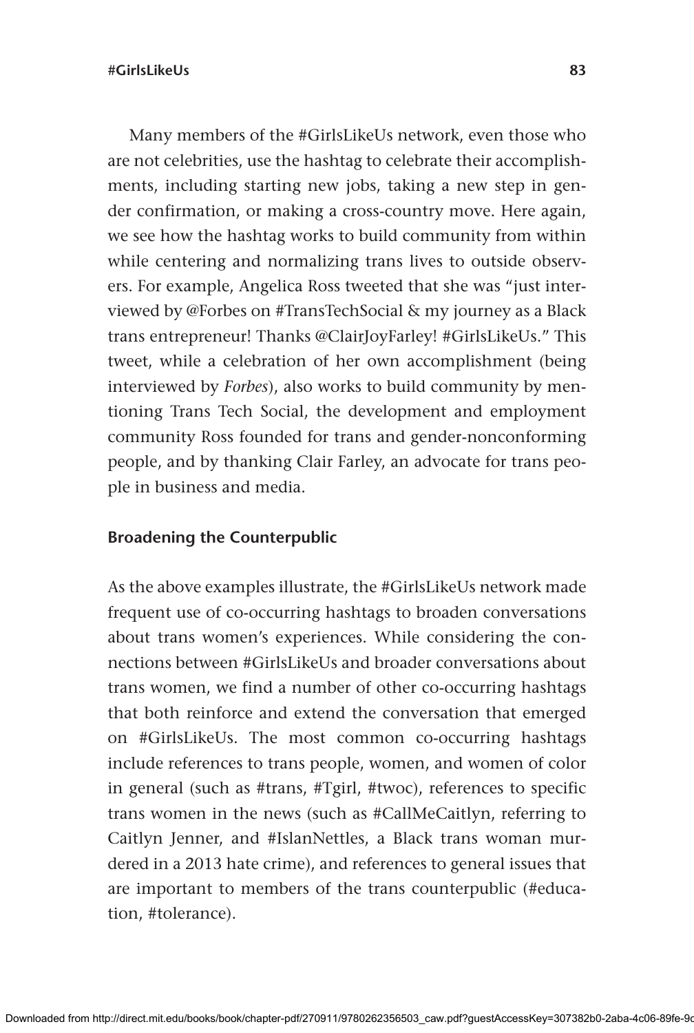Many members of the #GirlsLikeUs network, even those who are not celebrities, use the hashtag to celebrate their accomplishments, including starting new jobs, taking a new step in gender confirmation, or making a cross-country move. Here again, we see how the hashtag works to build community from within while centering and normalizing trans lives to outside observers. For example, Angelica Ross tweeted that she was "just interviewed by @Forbes on #TransTechSocial & my journey as a Black trans entrepreneur! Thanks @ClairJoyFarley! #GirlsLikeUs." This tweet, while a celebration of her own accomplishment (being interviewed by *Forbes*), also works to build community by mentioning Trans Tech Social, the development and employment community Ross founded for trans and gender-nonconforming people, and by thanking Clair Farley, an advocate for trans people in business and media.

## Broadening the Counterpublic

As the above examples illustrate, the #GirlsLikeUs network made frequent use of co-occurring hashtags to broaden conversations about trans women's experiences. While considering the connections between #GirlsLikeUs and broader conversations about trans women, we find a number of other co-occurring hashtags that both reinforce and extend the conversation that emerged on #GirlsLikeUs. The most common co-occurring hashtags include references to trans people, women, and women of color in general (such as #trans, #Tgirl, #twoc), references to specific trans women in the news (such as #CallMeCaitlyn, referring to Caitlyn Jenner, and #IslanNettles, a Black trans woman murdered in a 2013 hate crime), and references to general issues that are important to members of the trans counterpublic (#education, #tolerance).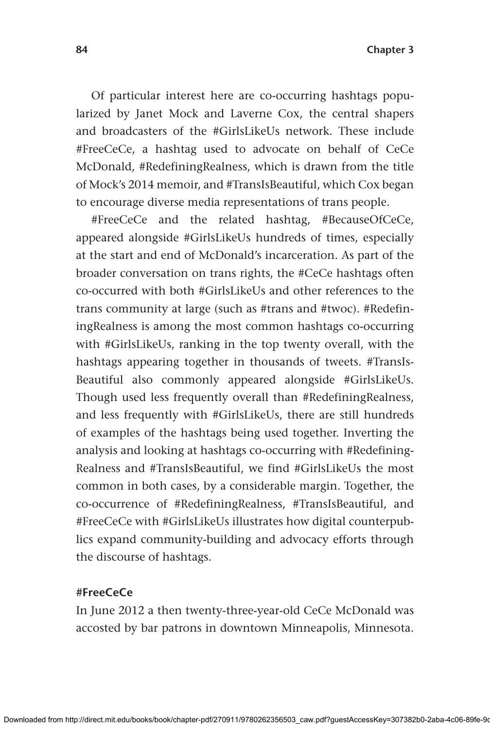Of particular interest here are co-occurring hashtags popularized by Janet Mock and Laverne Cox, the central shapers and broadcasters of the #GirlsLikeUs network. These include #FreeCeCe, a hashtag used to advocate on behalf of CeCe McDonald, #RedefiningRealness, which is drawn from the title of Mock's 2014 memoir, and #TransIsBeautiful, which Cox began to encourage diverse media representations of trans people.

#FreeCeCe and the related hashtag, #BecauseOfCeCe, appeared alongside #GirlsLikeUs hundreds of times, especially at the start and end of McDonald's incarceration. As part of the broader conversation on trans rights, the #CeCe hashtags often co-occurred with both #GirlsLikeUs and other references to the trans community at large (such as #trans and #twoc). #RedefiningRealness is among the most common hashtags co-occurring with #GirlsLikeUs, ranking in the top twenty overall, with the hashtags appearing together in thousands of tweets. #TransIsBeautiful also commonly appeared alongside #GirlsLikeUs. Though used less frequently overall than #RedefiningRealness, and less frequently with #GirlsLikeUs, there are still hundreds of examples of the hashtags being used together. Inverting the analysis and looking at hashtags co-occurring with #RedefiningRealness and #TransIsBeautiful, we find #GirlsLikeUs the most common in both cases, by a considerable margin. Together, the co-occurrence of #RedefiningRealness, #TransIsBeautiful, and #FreeCeCe with #GirlsLikeUs illustrates how digital counterpublics expand community-building and advocacy efforts through the discourse of hashtags.

### #FreeCeCe

In June 2012 a then twenty-three-year-old CeCe McDonald was accosted by bar patrons in downtown Minneapolis, Minnesota.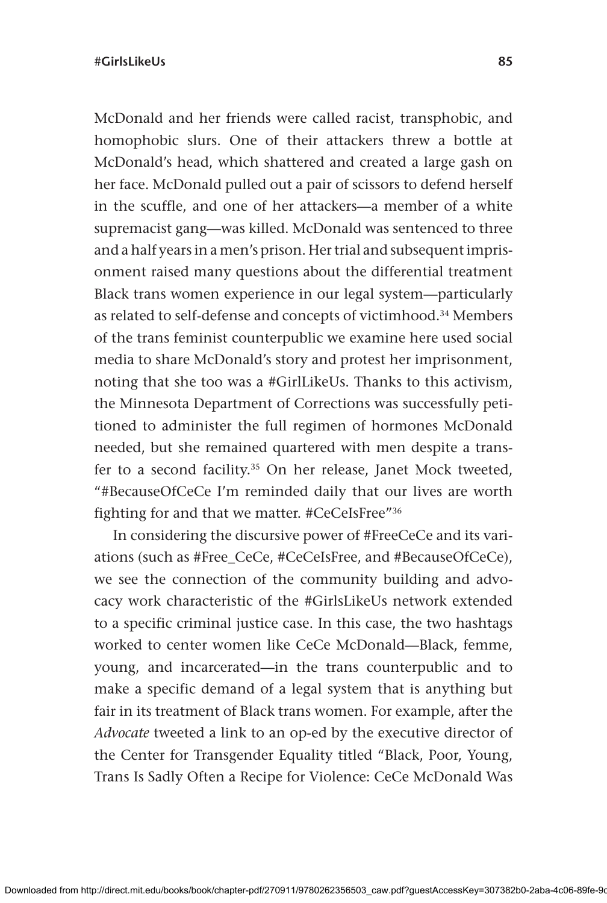McDonald and her friends were called racist, transphobic, and homophobic slurs. One of their attackers threw a bottle at McDonald's head, which shattered and created a large gash on her face. McDonald pulled out a pair of scissors to defend herself in the scuffle, and one of her attackers—a member of a white supremacist gang—was killed. McDonald was sentenced to three and a half years in a men's prison. Her trial and subsequent imprisonment raised many questions about the differential treatment Black trans women experience in our legal system—particularly as related to self-defense and concepts of victimhood.[34] Members of the trans feminist counterpublic we examine here used social media to share McDonald's story and protest her imprisonment, noting that she too was a #GirlLikeUs. Thanks to this activism, the Minnesota Department of Corrections was successfully petitioned to administer the full regimen of hormones McDonald needed, but she remained quartered with men despite a transfer to a second facility.[35] On her release, Janet Mock tweeted, "#BecauseOfCeCe I'm reminded daily that our lives are worth fighting for and that we matter. #CeCeIsFree"[36]

In considering the discursive power of #FreeCeCe and its variations (such as #Free_CeCe, #CeCeIsFree, and #BecauseOfCeCe), we see the connection of the community building and advocacy work characteristic of the #GirlsLikeUs network extended to a specific criminal justice case. In this case, the two hashtags worked to center women like CeCe McDonald—Black, femme, young, and incarcerated—in the trans counterpublic and to make a specific demand of a legal system that is anything but fair in its treatment of Black trans women. For example, after the *Advocate* tweeted a link to an op-ed by the executive director of the Center for Transgender Equality titled "Black, Poor, Young, Trans Is Sadly Often a Recipe for Violence: CeCe McDonald Was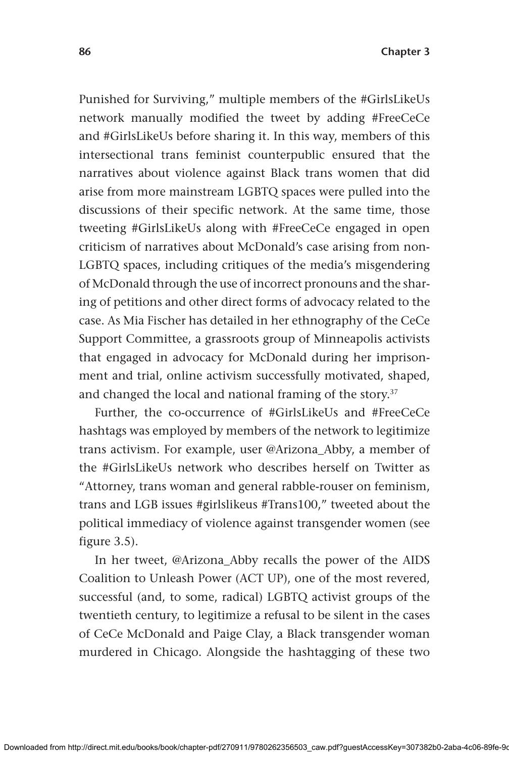Punished for Surviving," multiple members of the #GirlsLikeUs network manually modified the tweet by adding #FreeCeCe and #GirlsLikeUs before sharing it. In this way, members of this intersectional trans feminist counterpublic ensured that the narratives about violence against Black trans women that did arise from more mainstream LGBTQ spaces were pulled into the discussions of their specific network. At the same time, those tweeting #GirlsLikeUs along with #FreeCeCe engaged in open criticism of narratives about McDonald's case arising from non-LGBTQ spaces, including critiques of the media's misgendering of McDonald through the use of incorrect pronouns and the sharing of petitions and other direct forms of advocacy related to the case. As Mia Fischer has detailed in her ethnography of the CeCe Support Committee, a grassroots group of Minneapolis activists that engaged in advocacy for McDonald during her imprisonment and trial, online activism successfully motivated, shaped, and changed the local and national framing of the story.[37]

Further, the co-occurrence of #GirlsLikeUs and #FreeCeCe hashtags was employed by members of the network to legitimize trans activism. For example, user @Arizona_Abby, a member of the #GirlsLikeUs network who describes herself on Twitter as "Attorney, trans woman and general rabble-rouser on feminism, trans and LGB issues #girlslikeus #Trans100," tweeted about the political immediacy of violence against transgender women (see figure 3.5).

In her tweet, @Arizona_Abby recalls the power of the AIDS Coalition to Unleash Power (ACT UP), one of the most revered, successful (and, to some, radical) LGBTQ activist groups of the twentieth century, to legitimize a refusal to be silent in the cases of CeCe McDonald and Paige Clay, a Black transgender woman murdered in Chicago. Alongside the hashtagging of these two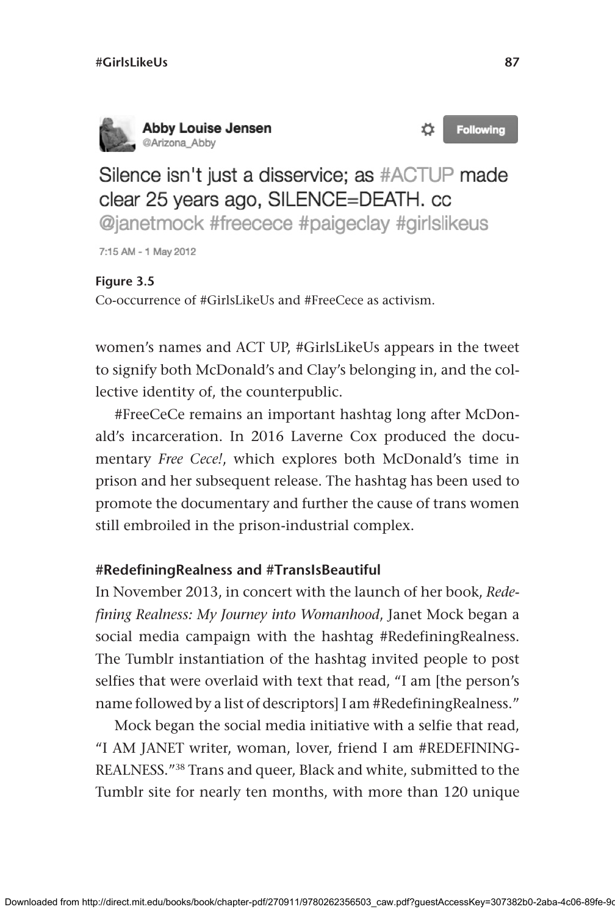Abby Louise Jensen
@Arizona_Abby

Silence isn't just a disservice; as #ACTUP made clear 25 years ago, SILENCE=DEATH. cc @janetmock #freecece #paigeclay #girlslikeus

7:15 AM - 1 May 2012

**Figure 3.5**
Co-occurrence of #GirlsLikeUs and #FreeCece as activism.

women's names and ACT UP, #GirlsLikeUs appears in the tweet to signify both McDonald's and Clay's belonging in, and the collective identity of, the counterpublic.

#FreeCeCe remains an important hashtag long after McDonald's incarceration. In 2016 Laverne Cox produced the documentary *Free Cece!*, which explores both McDonald's time in prison and her subsequent release. The hashtag has been used to promote the documentary and further the cause of trans women still embroiled in the prison-industrial complex.

### #RedefiningRealness and #TransIsBeautiful

In November 2013, in concert with the launch of her book, *Redefining Realness: My Journey into Womanhood*, Janet Mock began a social media campaign with the hashtag #RedefiningRealness. The Tumblr instantiation of the hashtag invited people to post selfies that were overlaid with text that read, "I am [the person's name followed by a list of descriptors] I am #RedefiningRealness."

Mock began the social media initiative with a selfie that read, "I AM JANET writer, woman, lover, friend I am #REDEFINING-REALNESS."[38] Trans and queer, Black and white, submitted to the Tumblr site for nearly ten months, with more than 120 unique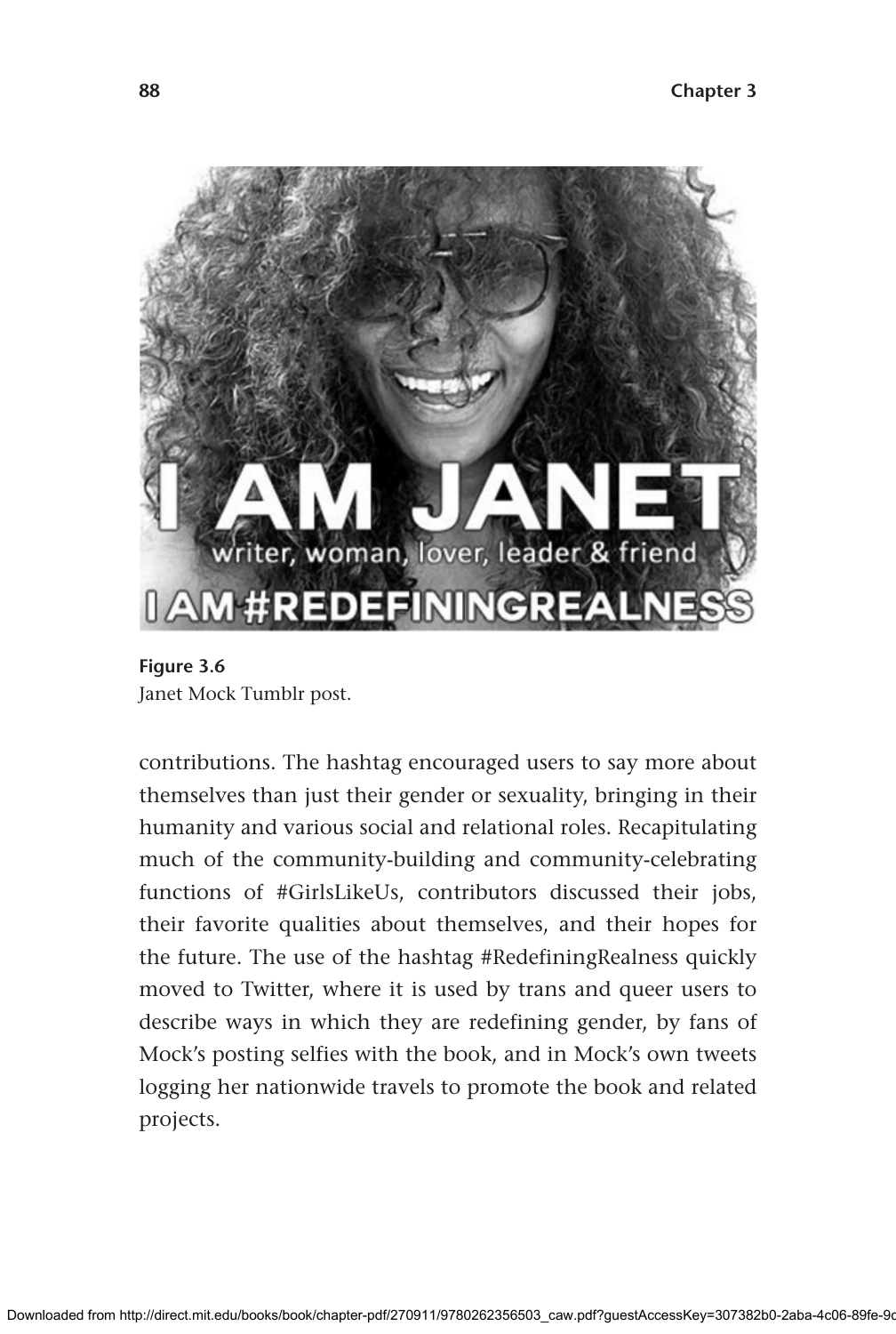**Figure 3.6**
Janet Mock Tumblr post.

contributions. The hashtag encouraged users to say more about themselves than just their gender or sexuality, bringing in their humanity and various social and relational roles. Recapitulating much of the community-building and community-celebrating functions of #GirlsLikeUs, contributors discussed their jobs, their favorite qualities about themselves, and their hopes for the future. The use of the hashtag #RedefiningRealness quickly moved to Twitter, where it is used by trans and queer users to describe ways in which they are redefining gender, by fans of Mock's posting selfies with the book, and in Mock's own tweets logging her nationwide travels to promote the book and related projects.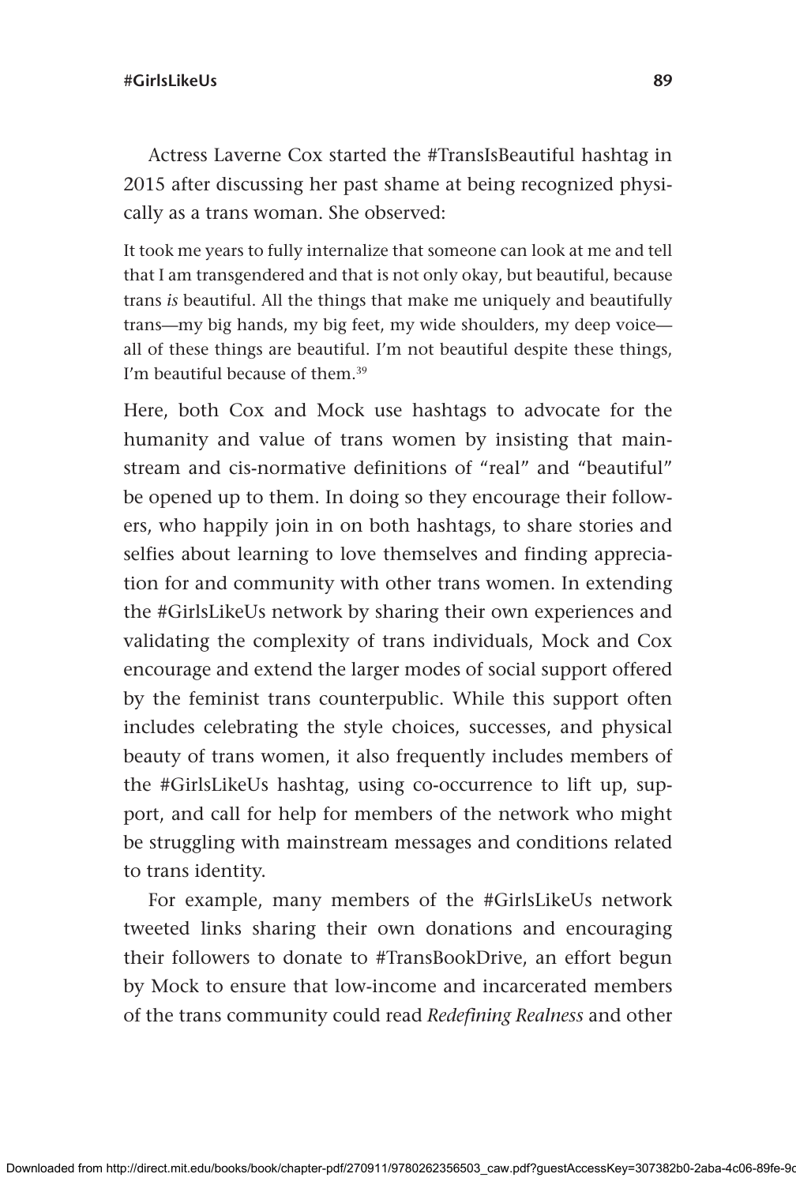Actress Laverne Cox started the #TransIsBeautiful hashtag in 2015 after discussing her past shame at being recognized physically as a trans woman. She observed:

> It took me years to fully internalize that someone can look at me and tell that I am transgendered and that is not only okay, but beautiful, because trans *is* beautiful. All the things that make me uniquely and beautifully trans—my big hands, my big feet, my wide shoulders, my deep voice—all of these things are beautiful. I'm not beautiful despite these things, I'm beautiful because of them.[39]

Here, both Cox and Mock use hashtags to advocate for the humanity and value of trans women by insisting that mainstream and cis-normative definitions of "real" and "beautiful" be opened up to them. In doing so they encourage their followers, who happily join in on both hashtags, to share stories and selfies about learning to love themselves and finding appreciation for and community with other trans women. In extending the #GirlsLikeUs network by sharing their own experiences and validating the complexity of trans individuals, Mock and Cox encourage and extend the larger modes of social support offered by the feminist trans counterpublic. While this support often includes celebrating the style choices, successes, and physical beauty of trans women, it also frequently includes members of the #GirlsLikeUs hashtag, using co-occurrence to lift up, support, and call for help for members of the network who might be struggling with mainstream messages and conditions related to trans identity.

For example, many members of the #GirlsLikeUs network tweeted links sharing their own donations and encouraging their followers to donate to #TransBookDrive, an effort begun by Mock to ensure that low-income and incarcerated members of the trans community could read *Redefining Realness* and other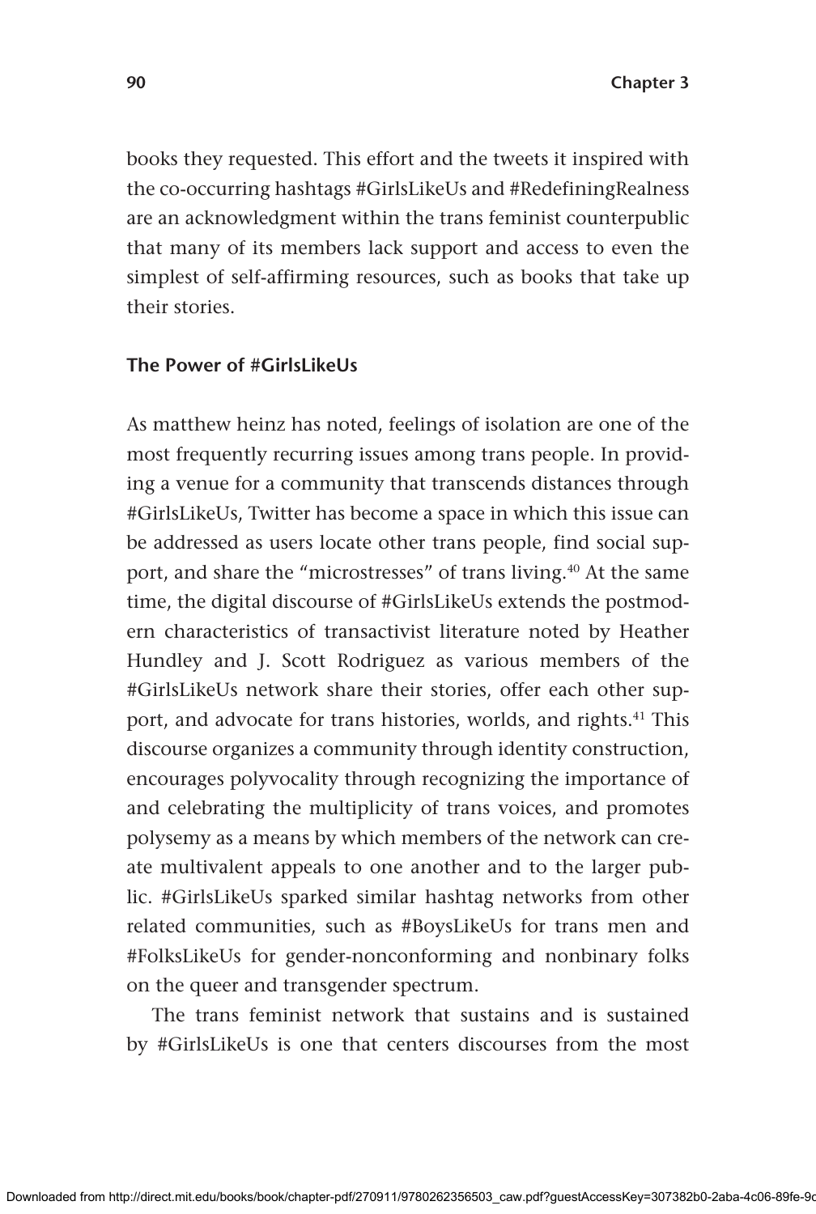books they requested. This effort and the tweets it inspired with the co-occurring hashtags #GirlsLikeUs and #RedefiningRealness are an acknowledgment within the trans feminist counterpublic that many of its members lack support and access to even the simplest of self-affirming resources, such as books that take up their stories.

### The Power of #GirlsLikeUs

As matthew heinz has noted, feelings of isolation are one of the most frequently recurring issues among trans people. In providing a venue for a community that transcends distances through #GirlsLikeUs, Twitter has become a space in which this issue can be addressed as users locate other trans people, find social support, and share the "microstresses" of trans living.[40] At the same time, the digital discourse of #GirlsLikeUs extends the postmodern characteristics of transactivist literature noted by Heather Hundley and J. Scott Rodriguez as various members of the #GirlsLikeUs network share their stories, offer each other support, and advocate for trans histories, worlds, and rights.[41] This discourse organizes a community through identity construction, encourages polyvocality through recognizing the importance of and celebrating the multiplicity of trans voices, and promotes polysemy as a means by which members of the network can create multivalent appeals to one another and to the larger public. #GirlsLikeUs sparked similar hashtag networks from other related communities, such as #BoysLikeUs for trans men and #FolksLikeUs for gender-nonconforming and nonbinary folks on the queer and transgender spectrum.

The trans feminist network that sustains and is sustained by #GirlsLikeUs is one that centers discourses from the most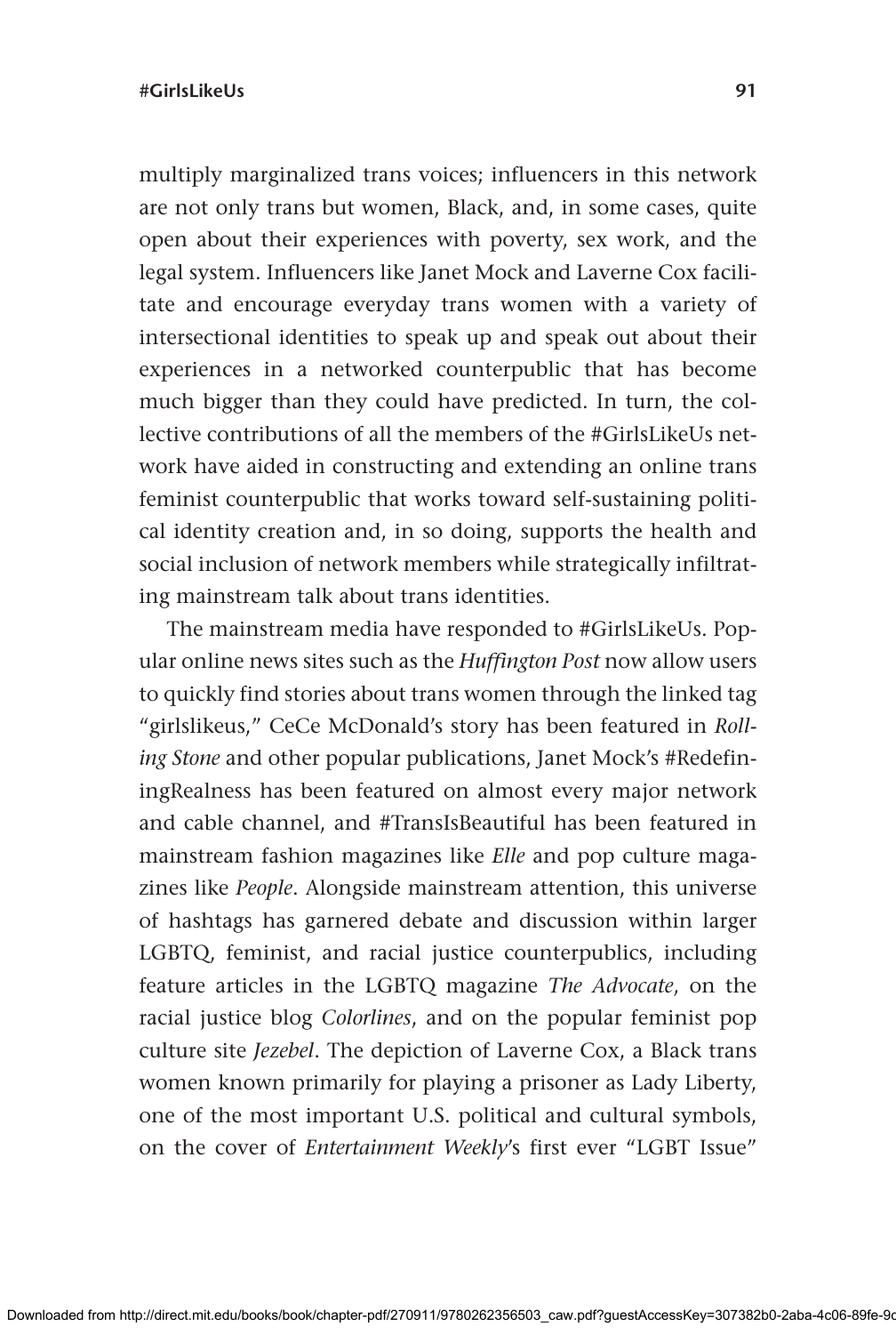multiply marginalized trans voices; influencers in this network are not only trans but women, Black, and, in some cases, quite open about their experiences with poverty, sex work, and the legal system. Influencers like Janet Mock and Laverne Cox facilitate and encourage everyday trans women with a variety of intersectional identities to speak up and speak out about their experiences in a networked counterpublic that has become much bigger than they could have predicted. In turn, the collective contributions of all the members of the #GirlsLikeUs network have aided in constructing and extending an online trans feminist counterpublic that works toward self-sustaining political identity creation and, in so doing, supports the health and social inclusion of network members while strategically infiltrating mainstream talk about trans identities.

The mainstream media have responded to #GirlsLikeUs. Popular online news sites such as the *Huffington Post* now allow users to quickly find stories about trans women through the linked tag "girlslikeus," CeCe McDonald's story has been featured in *Rolling Stone* and other popular publications, Janet Mock's #RedefiningRealness has been featured on almost every major network and cable channel, and #TransIsBeautiful has been featured in mainstream fashion magazines like *Elle* and pop culture magazines like *People*. Alongside mainstream attention, this universe of hashtags has garnered debate and discussion within larger LGBTQ, feminist, and racial justice counterpublics, including feature articles in the LGBTQ magazine *The Advocate*, on the racial justice blog *Colorlines*, and on the popular feminist pop culture site *Jezebel*. The depiction of Laverne Cox, a Black trans women known primarily for playing a prisoner as Lady Liberty, one of the most important U.S. political and cultural symbols, on the cover of *Entertainment Weekly*'s first ever "LGBT Issue"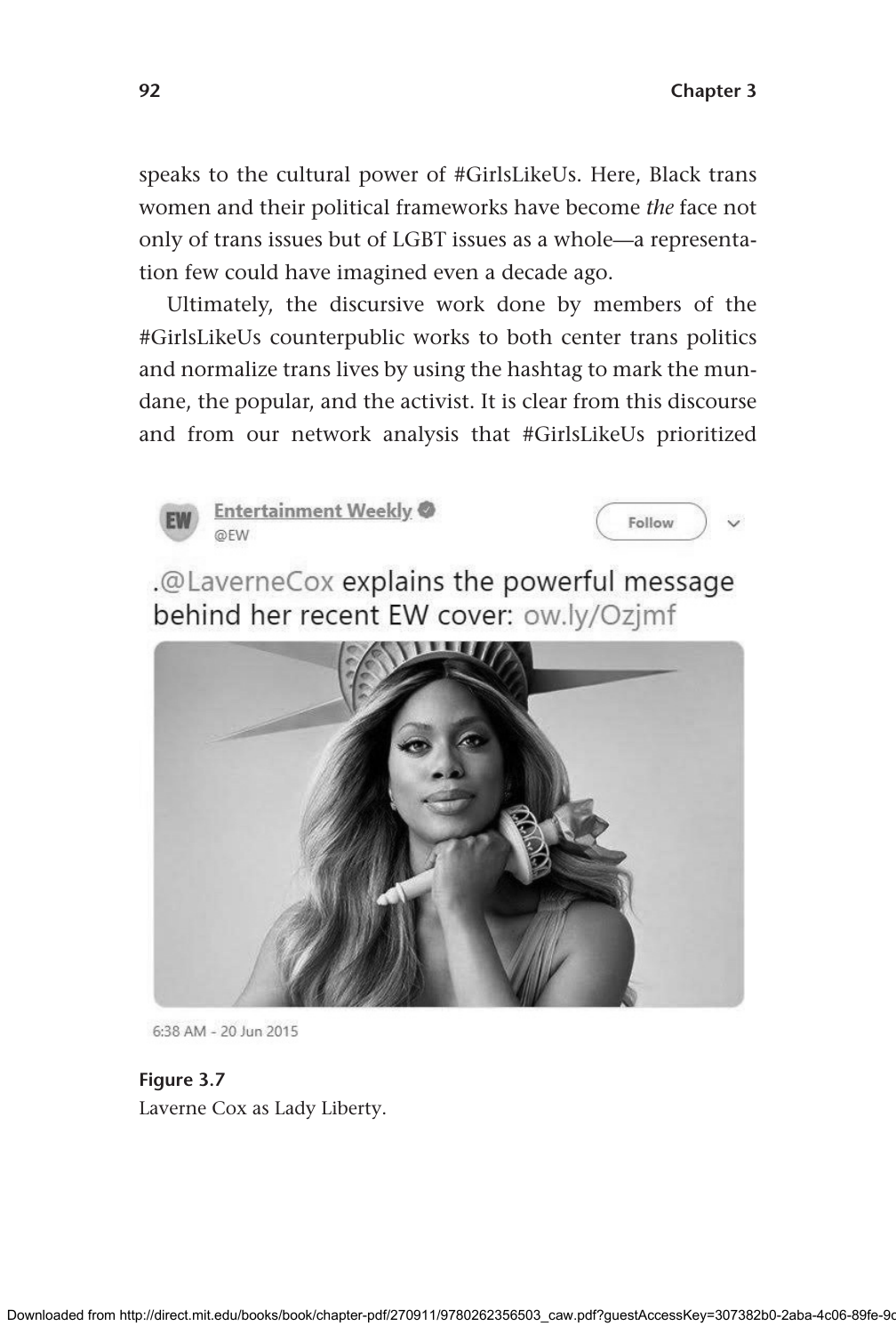speaks to the cultural power of #GirlsLikeUs. Here, Black trans women and their political frameworks have become *the* face not only of trans issues but of LGBT issues as a whole—a representation few could have imagined even a decade ago.

Ultimately, the discursive work done by members of the #GirlsLikeUs counterpublic works to both center trans politics and normalize trans lives by using the hashtag to mark the mundane, the popular, and the activist. It is clear from this discourse and from our network analysis that #GirlsLikeUs prioritized

**Figure 3.7**
Laverne Cox as Lady Liberty.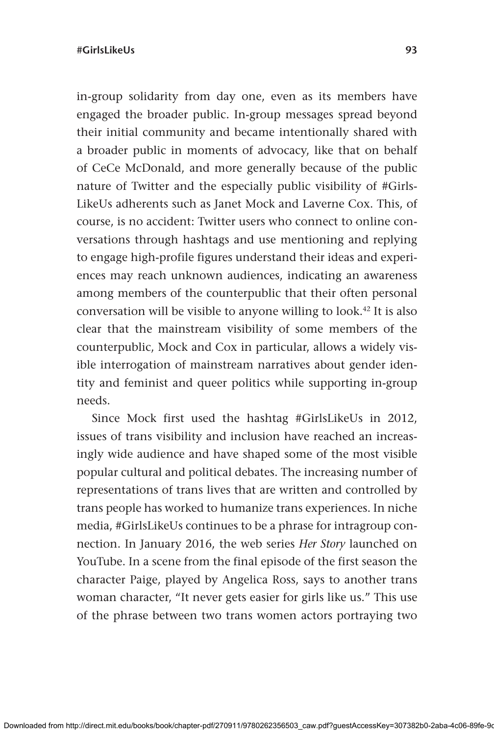in-group solidarity from day one, even as its members have engaged the broader public. In-group messages spread beyond their initial community and became intentionally shared with a broader public in moments of advocacy, like that on behalf of CeCe McDonald, and more generally because of the public nature of Twitter and the especially public visibility of #GirlsLikeUs adherents such as Janet Mock and Laverne Cox. This, of course, is no accident: Twitter users who connect to online conversations through hashtags and use mentioning and replying to engage high-profile figures understand their ideas and experiences may reach unknown audiences, indicating an awareness among members of the counterpublic that their often personal conversation will be visible to anyone willing to look.[42] It is also clear that the mainstream visibility of some members of the counterpublic, Mock and Cox in particular, allows a widely visible interrogation of mainstream narratives about gender identity and feminist and queer politics while supporting in-group needs.

Since Mock first used the hashtag #GirlsLikeUs in 2012, issues of trans visibility and inclusion have reached an increasingly wide audience and have shaped some of the most visible popular cultural and political debates. The increasing number of representations of trans lives that are written and controlled by trans people has worked to humanize trans experiences. In niche media, #GirlsLikeUs continues to be a phrase for intragroup connection. In January 2016, the web series *Her Story* launched on YouTube. In a scene from the final episode of the first season the character Paige, played by Angelica Ross, says to another trans woman character, "It never gets easier for girls like us." This use of the phrase between two trans women actors portraying two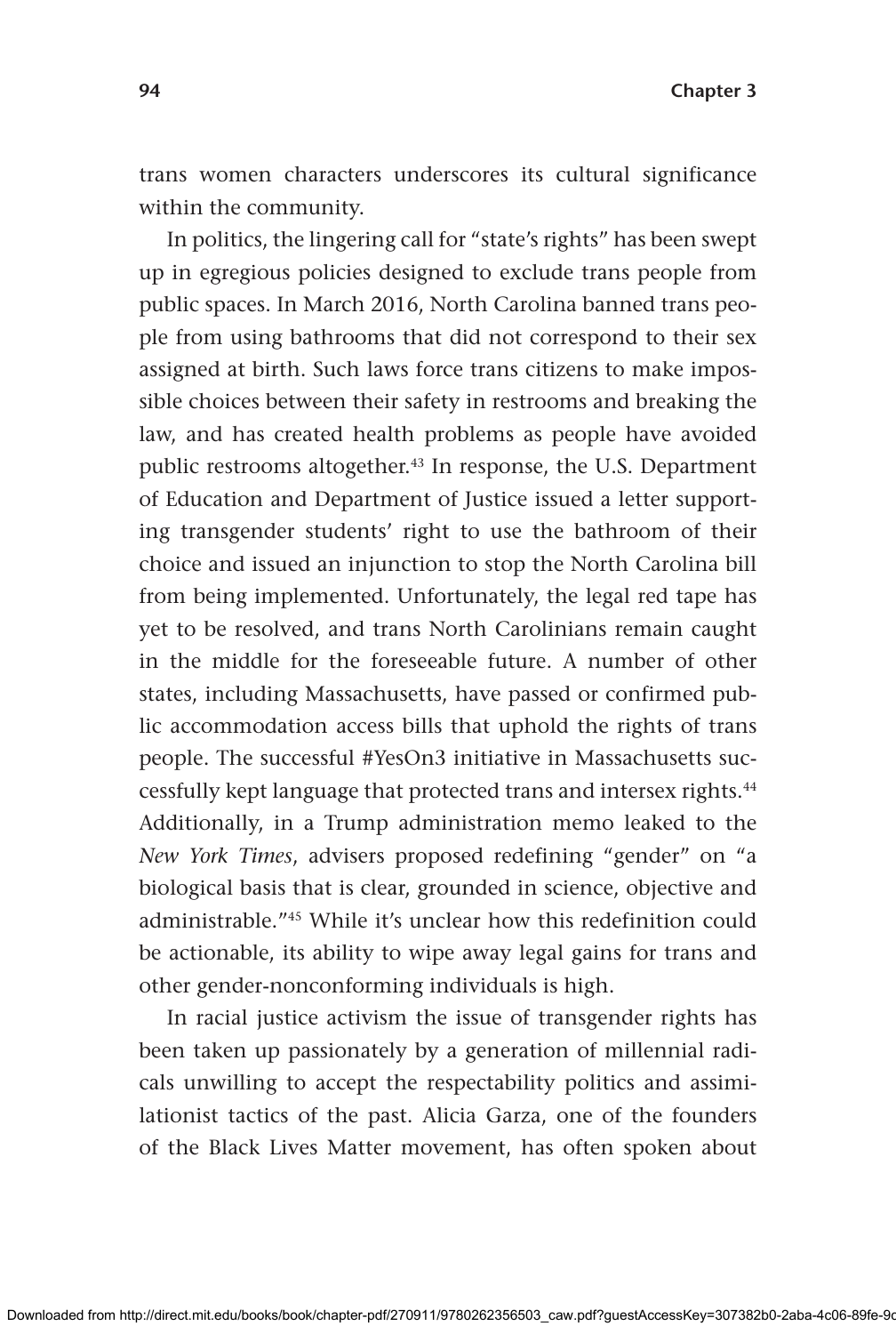trans women characters underscores its cultural significance within the community.

In politics, the lingering call for "state's rights" has been swept up in egregious policies designed to exclude trans people from public spaces. In March 2016, North Carolina banned trans people from using bathrooms that did not correspond to their sex assigned at birth. Such laws force trans citizens to make impossible choices between their safety in restrooms and breaking the law, and has created health problems as people have avoided public restrooms altogether.[43] In response, the U.S. Department of Education and Department of Justice issued a letter supporting transgender students' right to use the bathroom of their choice and issued an injunction to stop the North Carolina bill from being implemented. Unfortunately, the legal red tape has yet to be resolved, and trans North Carolinians remain caught in the middle for the foreseeable future. A number of other states, including Massachusetts, have passed or confirmed public accommodation access bills that uphold the rights of trans people. The successful #YesOn3 initiative in Massachusetts successfully kept language that protected trans and intersex rights.[44] Additionally, in a Trump administration memo leaked to the *New York Times*, advisers proposed redefining "gender" on "a biological basis that is clear, grounded in science, objective and administrable."[45] While it's unclear how this redefinition could be actionable, its ability to wipe away legal gains for trans and other gender-nonconforming individuals is high.

In racial justice activism the issue of transgender rights has been taken up passionately by a generation of millennial radicals unwilling to accept the respectability politics and assimilationist tactics of the past. Alicia Garza, one of the founders of the Black Lives Matter movement, has often spoken about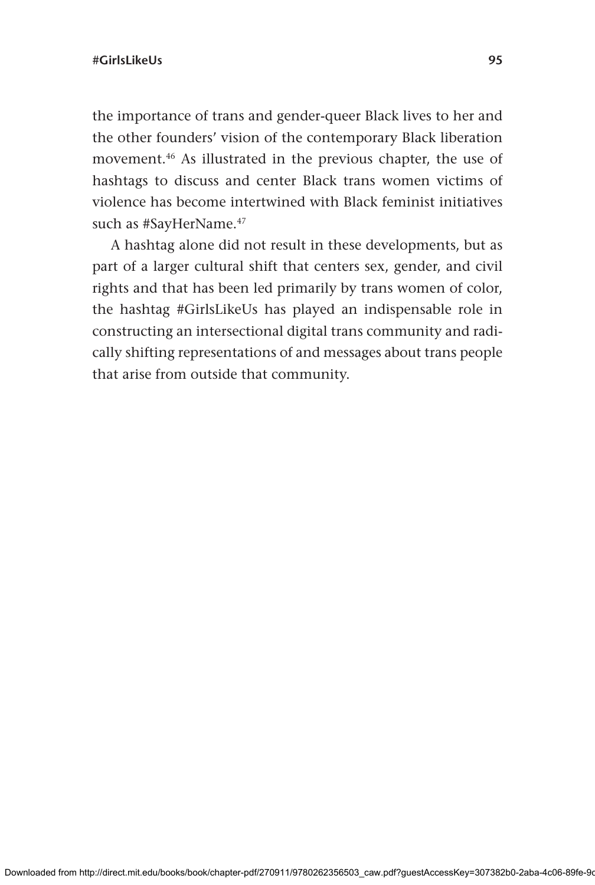the importance of trans and gender-queer Black lives to her and the other founders' vision of the contemporary Black liberation movement.[46] As illustrated in the previous chapter, the use of hashtags to discuss and center Black trans women victims of violence has become intertwined with Black feminist initiatives such as #SayHerName.[47]

A hashtag alone did not result in these developments, but as part of a larger cultural shift that centers sex, gender, and civil rights and that has been led primarily by trans women of color, the hashtag #GirlsLikeUs has played an indispensable role in constructing an intersectional digital trans community and radically shifting representations of and messages about trans people that arise from outside that community.